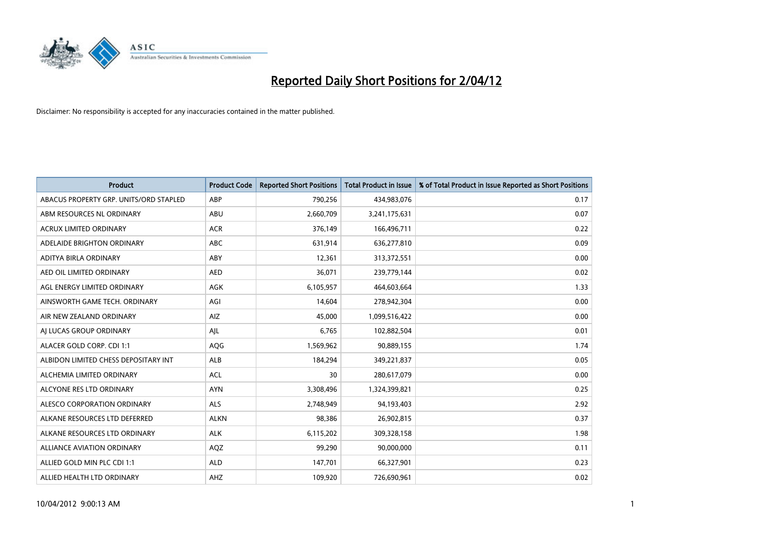# Reported Daily Short Positions for 2/04/12

Disclaimer: No responsibility is accepted for any inaccuracies contained in the matter published.

| Product | Product Code | Reported Short Positions | Total Product in Issue | % of Total Product in Issue Reported as Short Positions |
|---|---|---|---|---|
| ABACUS PROPERTY GRP. UNITS/ORD STAPLED | ABP | 790,256 | 434,983,076 | 0.17 |
| ABM RESOURCES NL ORDINARY | ABU | 2,660,709 | 3,241,175,631 | 0.07 |
| ACRUX LIMITED ORDINARY | ACR | 376,149 | 166,496,711 | 0.22 |
| ADELAIDE BRIGHTON ORDINARY | ABC | 631,914 | 636,277,810 | 0.09 |
| ADITYA BIRLA ORDINARY | ABY | 12,361 | 313,372,551 | 0.00 |
| AED OIL LIMITED ORDINARY | AED | 36,071 | 239,779,144 | 0.02 |
| AGL ENERGY LIMITED ORDINARY | AGK | 6,105,957 | 464,603,664 | 1.33 |
| AINSWORTH GAME TECH. ORDINARY | AGI | 14,604 | 278,942,304 | 0.00 |
| AIR NEW ZEALAND ORDINARY | AIZ | 45,000 | 1,099,516,422 | 0.00 |
| AJ LUCAS GROUP ORDINARY | AJL | 6,765 | 102,882,504 | 0.01 |
| ALACER GOLD CORP. CDI 1:1 | AQG | 1,569,962 | 90,889,155 | 1.74 |
| ALBIDON LIMITED CHESS DEPOSITARY INT | ALB | 184,294 | 349,221,837 | 0.05 |
| ALCHEMIA LIMITED ORDINARY | ACL | 30 | 280,617,079 | 0.00 |
| ALCYONE RES LTD ORDINARY | AYN | 3,308,496 | 1,324,399,821 | 0.25 |
| ALESCO CORPORATION ORDINARY | ALS | 2,748,949 | 94,193,403 | 2.92 |
| ALKANE RESOURCES LTD DEFERRED | ALKN | 98,386 | 26,902,815 | 0.37 |
| ALKANE RESOURCES LTD ORDINARY | ALK | 6,115,202 | 309,328,158 | 1.98 |
| ALLIANCE AVIATION ORDINARY | AQZ | 99,290 | 90,000,000 | 0.11 |
| ALLIED GOLD MIN PLC CDI 1:1 | ALD | 147,701 | 66,327,901 | 0.23 |
| ALLIED HEALTH LTD ORDINARY | AHZ | 109,920 | 726,690,961 | 0.02 |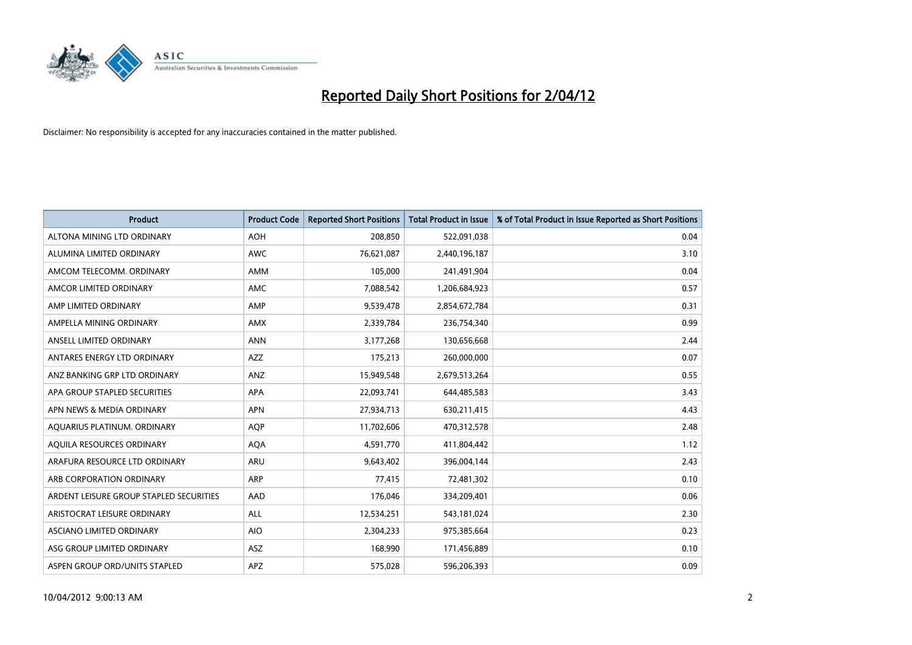# Reported Daily Short Positions for 2/04/12

Disclaimer: No responsibility is accepted for any inaccuracies contained in the matter published.

| Product | Product Code | Reported Short Positions | Total Product in Issue | % of Total Product in Issue Reported as Short Positions |
|---|---|---|---|---|
| ALTONA MINING LTD ORDINARY | AOH | 208,850 | 522,091,038 | 0.04 |
| ALUMINA LIMITED ORDINARY | AWC | 76,621,087 | 2,440,196,187 | 3.10 |
| AMCOM TELECOMM. ORDINARY | AMM | 105,000 | 241,491,904 | 0.04 |
| AMCOR LIMITED ORDINARY | AMC | 7,088,542 | 1,206,684,923 | 0.57 |
| AMP LIMITED ORDINARY | AMP | 9,539,478 | 2,854,672,784 | 0.31 |
| AMPELLA MINING ORDINARY | AMX | 2,339,784 | 236,754,340 | 0.99 |
| ANSELL LIMITED ORDINARY | ANN | 3,177,268 | 130,656,668 | 2.44 |
| ANTARES ENERGY LTD ORDINARY | AZZ | 175,213 | 260,000,000 | 0.07 |
| ANZ BANKING GRP LTD ORDINARY | ANZ | 15,949,548 | 2,679,513,264 | 0.55 |
| APA GROUP STAPLED SECURITIES | APA | 22,093,741 | 644,485,583 | 3.43 |
| APN NEWS & MEDIA ORDINARY | APN | 27,934,713 | 630,211,415 | 4.43 |
| AQUARIUS PLATINUM. ORDINARY | AQP | 11,702,606 | 470,312,578 | 2.48 |
| AQUILA RESOURCES ORDINARY | AQA | 4,591,770 | 411,804,442 | 1.12 |
| ARAFURA RESOURCE LTD ORDINARY | ARU | 9,643,402 | 396,004,144 | 2.43 |
| ARB CORPORATION ORDINARY | ARP | 77,415 | 72,481,302 | 0.10 |
| ARDENT LEISURE GROUP STAPLED SECURITIES | AAD | 176,046 | 334,209,401 | 0.06 |
| ARISTOCRAT LEISURE ORDINARY | ALL | 12,534,251 | 543,181,024 | 2.30 |
| ASCIANO LIMITED ORDINARY | AIO | 2,304,233 | 975,385,664 | 0.23 |
| ASG GROUP LIMITED ORDINARY | ASZ | 168,990 | 171,456,889 | 0.10 |
| ASPEN GROUP ORD/UNITS STAPLED | APZ | 575,028 | 596,206,393 | 0.09 |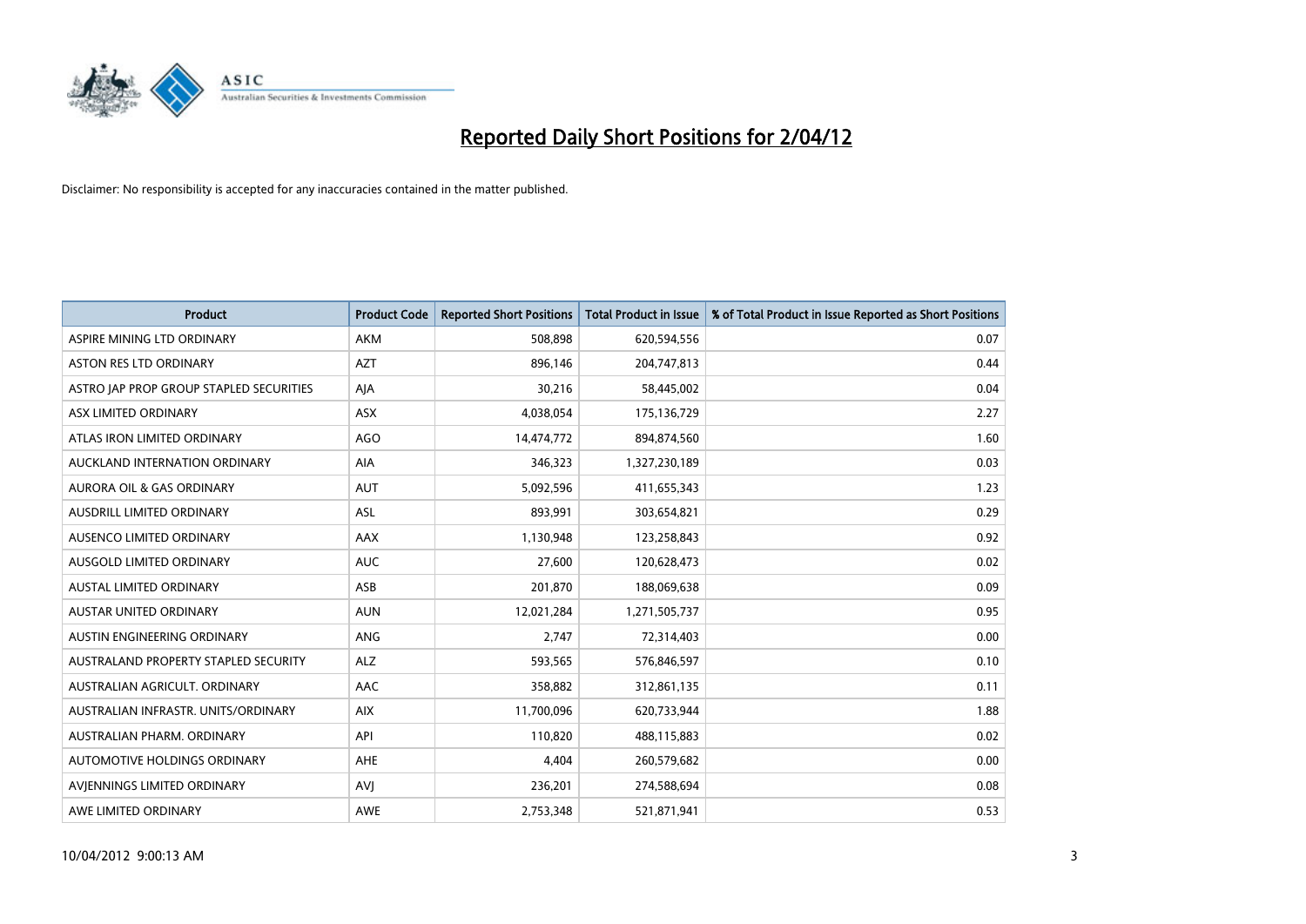# Reported Daily Short Positions for 2/04/12

Disclaimer: No responsibility is accepted for any inaccuracies contained in the matter published.

| Product | Product Code | Reported Short Positions | Total Product in Issue | % of Total Product in Issue Reported as Short Positions |
|---|---|---|---|---|
| ASPIRE MINING LTD ORDINARY | AKM | 508,898 | 620,594,556 | 0.07 |
| ASTON RES LTD ORDINARY | AZT | 896,146 | 204,747,813 | 0.44 |
| ASTRO JAP PROP GROUP STAPLED SECURITIES | AJA | 30,216 | 58,445,002 | 0.04 |
| ASX LIMITED ORDINARY | ASX | 4,038,054 | 175,136,729 | 2.27 |
| ATLAS IRON LIMITED ORDINARY | AGO | 14,474,772 | 894,874,560 | 1.60 |
| AUCKLAND INTERNATION ORDINARY | AIA | 346,323 | 1,327,230,189 | 0.03 |
| AURORA OIL & GAS ORDINARY | AUT | 5,092,596 | 411,655,343 | 1.23 |
| AUSDRILL LIMITED ORDINARY | ASL | 893,991 | 303,654,821 | 0.29 |
| AUSENCO LIMITED ORDINARY | AAX | 1,130,948 | 123,258,843 | 0.92 |
| AUSGOLD LIMITED ORDINARY | AUC | 27,600 | 120,628,473 | 0.02 |
| AUSTAL LIMITED ORDINARY | ASB | 201,870 | 188,069,638 | 0.09 |
| AUSTAR UNITED ORDINARY | AUN | 12,021,284 | 1,271,505,737 | 0.95 |
| AUSTIN ENGINEERING ORDINARY | ANG | 2,747 | 72,314,403 | 0.00 |
| AUSTRALAND PROPERTY STAPLED SECURITY | ALZ | 593,565 | 576,846,597 | 0.10 |
| AUSTRALIAN AGRICULT. ORDINARY | AAC | 358,882 | 312,861,135 | 0.11 |
| AUSTRALIAN INFRASTR. UNITS/ORDINARY | AIX | 11,700,096 | 620,733,944 | 1.88 |
| AUSTRALIAN PHARM. ORDINARY | API | 110,820 | 488,115,883 | 0.02 |
| AUTOMOTIVE HOLDINGS ORDINARY | AHE | 4,404 | 260,579,682 | 0.00 |
| AVJENNINGS LIMITED ORDINARY | AVJ | 236,201 | 274,588,694 | 0.08 |
| AWE LIMITED ORDINARY | AWE | 2,753,348 | 521,871,941 | 0.53 |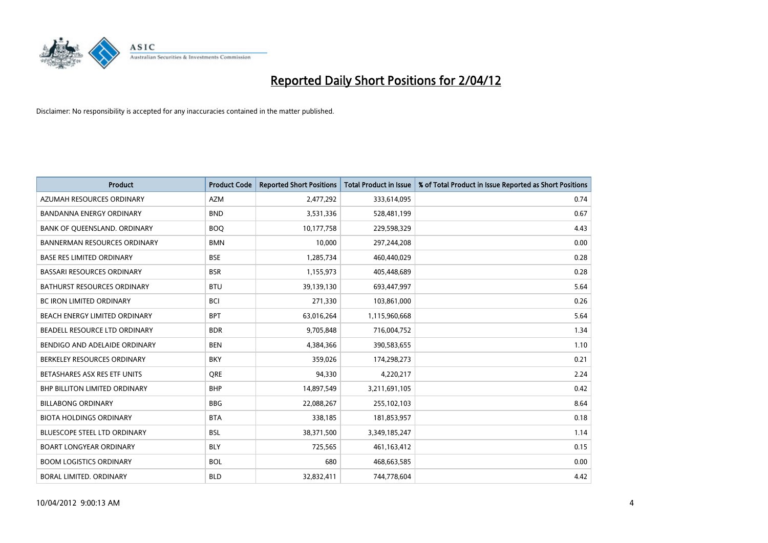# Reported Daily Short Positions for 2/04/12

Disclaimer: No responsibility is accepted for any inaccuracies contained in the matter published.

| Product | Product Code | Reported Short Positions | Total Product in Issue | % of Total Product in Issue Reported as Short Positions |
|---|---|---|---|---|
| AZUMAH RESOURCES ORDINARY | AZM | 2,477,292 | 333,614,095 | 0.74 |
| BANDANNA ENERGY ORDINARY | BND | 3,531,336 | 528,481,199 | 0.67 |
| BANK OF QUEENSLAND. ORDINARY | BOQ | 10,177,758 | 229,598,329 | 4.43 |
| BANNERMAN RESOURCES ORDINARY | BMN | 10,000 | 297,244,208 | 0.00 |
| BASE RES LIMITED ORDINARY | BSE | 1,285,734 | 460,440,029 | 0.28 |
| BASSARI RESOURCES ORDINARY | BSR | 1,155,973 | 405,448,689 | 0.28 |
| BATHURST RESOURCES ORDINARY | BTU | 39,139,130 | 693,447,997 | 5.64 |
| BC IRON LIMITED ORDINARY | BCI | 271,330 | 103,861,000 | 0.26 |
| BEACH ENERGY LIMITED ORDINARY | BPT | 63,016,264 | 1,115,960,668 | 5.64 |
| BEADELL RESOURCE LTD ORDINARY | BDR | 9,705,848 | 716,004,752 | 1.34 |
| BENDIGO AND ADELAIDE ORDINARY | BEN | 4,384,366 | 390,583,655 | 1.10 |
| BERKELEY RESOURCES ORDINARY | BKY | 359,026 | 174,298,273 | 0.21 |
| BETASHARES ASX RES ETF UNITS | QRE | 94,330 | 4,220,217 | 2.24 |
| BHP BILLITON LIMITED ORDINARY | BHP | 14,897,549 | 3,211,691,105 | 0.42 |
| BILLABONG ORDINARY | BBG | 22,088,267 | 255,102,103 | 8.64 |
| BIOTA HOLDINGS ORDINARY | BTA | 338,185 | 181,853,957 | 0.18 |
| BLUESCOPE STEEL LTD ORDINARY | BSL | 38,371,500 | 3,349,185,247 | 1.14 |
| BOART LONGYEAR ORDINARY | BLY | 725,565 | 461,163,412 | 0.15 |
| BOOM LOGISTICS ORDINARY | BOL | 680 | 468,663,585 | 0.00 |
| BORAL LIMITED. ORDINARY | BLD | 32,832,411 | 744,778,604 | 4.42 |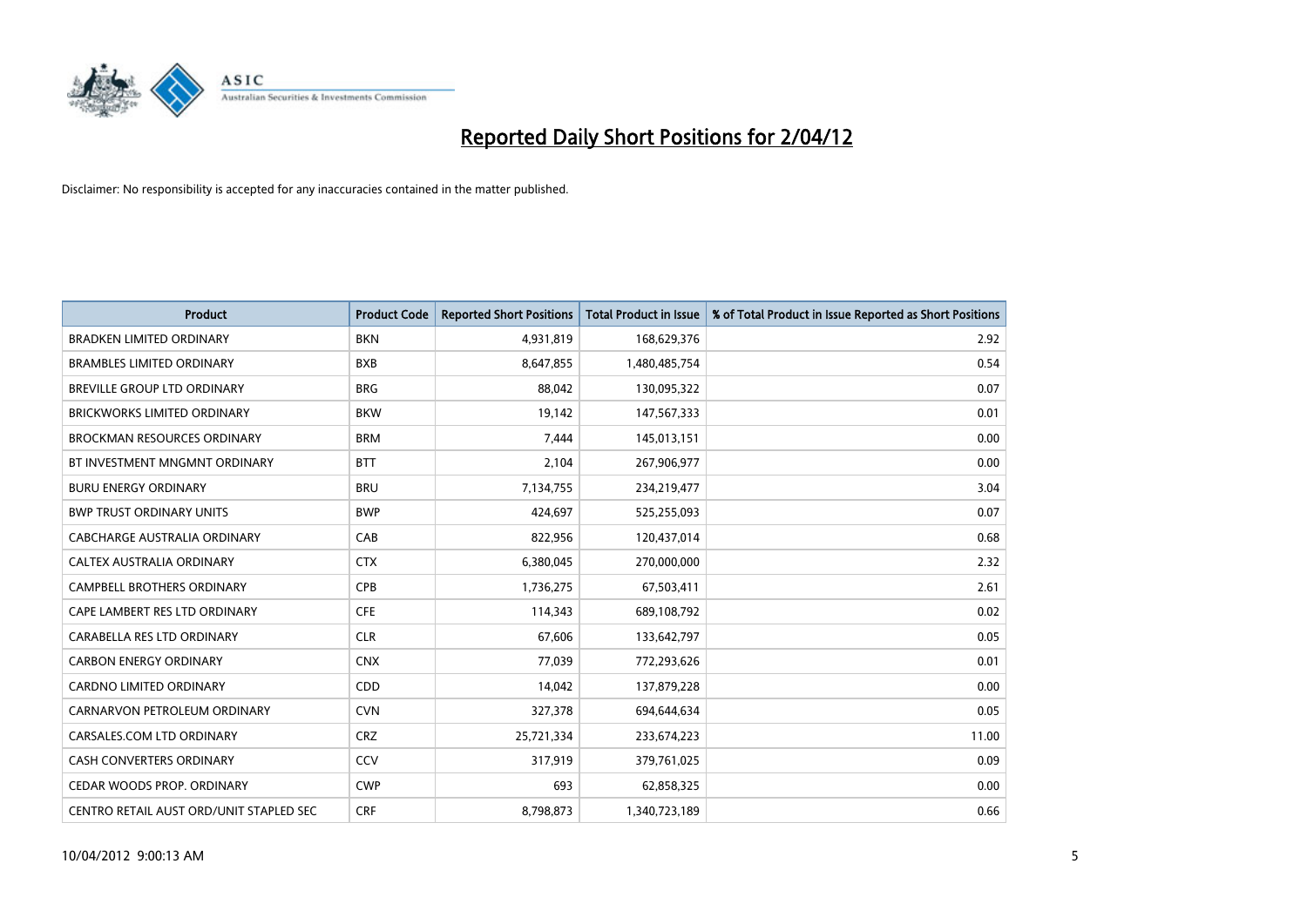# Reported Daily Short Positions for 2/04/12

Disclaimer: No responsibility is accepted for any inaccuracies contained in the matter published.

| Product | Product Code | Reported Short Positions | Total Product in Issue | % of Total Product in Issue Reported as Short Positions |
| --- | --- | --- | --- | --- |
| BRADKEN LIMITED ORDINARY | BKN | 4,931,819 | 168,629,376 | 2.92 |
| BRAMBLES LIMITED ORDINARY | BXB | 8,647,855 | 1,480,485,754 | 0.54 |
| BREVILLE GROUP LTD ORDINARY | BRG | 88,042 | 130,095,322 | 0.07 |
| BRICKWORKS LIMITED ORDINARY | BKW | 19,142 | 147,567,333 | 0.01 |
| BROCKMAN RESOURCES ORDINARY | BRM | 7,444 | 145,013,151 | 0.00 |
| BT INVESTMENT MNGMNT ORDINARY | BTT | 2,104 | 267,906,977 | 0.00 |
| BURU ENERGY ORDINARY | BRU | 7,134,755 | 234,219,477 | 3.04 |
| BWP TRUST ORDINARY UNITS | BWP | 424,697 | 525,255,093 | 0.07 |
| CABCHARGE AUSTRALIA ORDINARY | CAB | 822,956 | 120,437,014 | 0.68 |
| CALTEX AUSTRALIA ORDINARY | CTX | 6,380,045 | 270,000,000 | 2.32 |
| CAMPBELL BROTHERS ORDINARY | CPB | 1,736,275 | 67,503,411 | 2.61 |
| CAPE LAMBERT RES LTD ORDINARY | CFE | 114,343 | 689,108,792 | 0.02 |
| CARABELLA RES LTD ORDINARY | CLR | 67,606 | 133,642,797 | 0.05 |
| CARBON ENERGY ORDINARY | CNX | 77,039 | 772,293,626 | 0.01 |
| CARDNO LIMITED ORDINARY | CDD | 14,042 | 137,879,228 | 0.00 |
| CARNARVON PETROLEUM ORDINARY | CVN | 327,378 | 694,644,634 | 0.05 |
| CARSALES.COM LTD ORDINARY | CRZ | 25,721,334 | 233,674,223 | 11.00 |
| CASH CONVERTERS ORDINARY | CCV | 317,919 | 379,761,025 | 0.09 |
| CEDAR WOODS PROP. ORDINARY | CWP | 693 | 62,858,325 | 0.00 |
| CENTRO RETAIL AUST ORD/UNIT STAPLED SEC | CRF | 8,798,873 | 1,340,723,189 | 0.66 |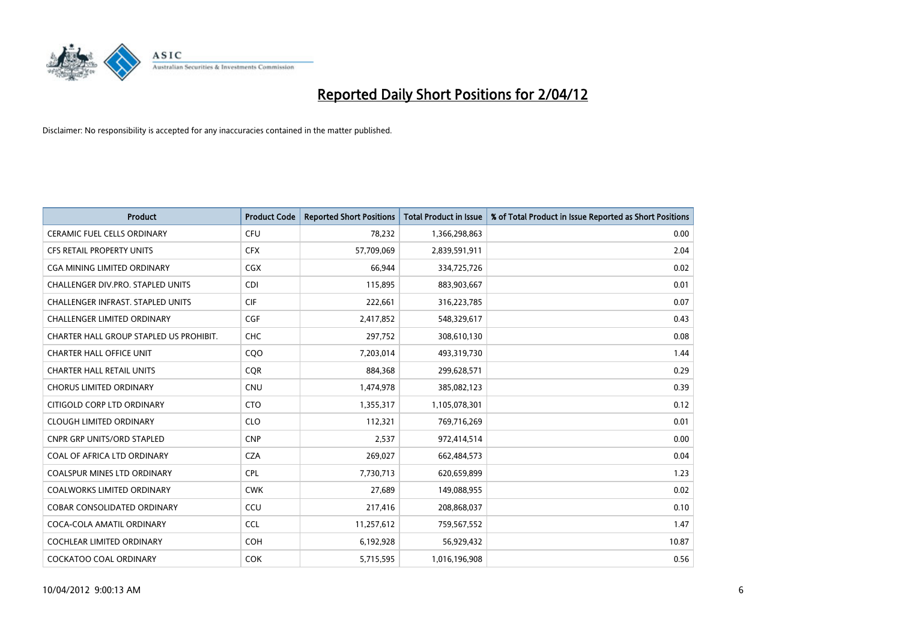# Reported Daily Short Positions for 2/04/12

Disclaimer: No responsibility is accepted for any inaccuracies contained in the matter published.

| Product | Product Code | Reported Short Positions | Total Product in Issue | % of Total Product in Issue Reported as Short Positions |
| --- | --- | --- | --- | --- |
| CERAMIC FUEL CELLS ORDINARY | CFU | 78,232 | 1,366,298,863 | 0.00 |
| CFS RETAIL PROPERTY UNITS | CFX | 57,709,069 | 2,839,591,911 | 2.04 |
| CGA MINING LIMITED ORDINARY | CGX | 66,944 | 334,725,726 | 0.02 |
| CHALLENGER DIV.PRO. STAPLED UNITS | CDI | 115,895 | 883,903,667 | 0.01 |
| CHALLENGER INFRAST. STAPLED UNITS | CIF | 222,661 | 316,223,785 | 0.07 |
| CHALLENGER LIMITED ORDINARY | CGF | 2,417,852 | 548,329,617 | 0.43 |
| CHARTER HALL GROUP STAPLED US PROHIBIT. | CHC | 297,752 | 308,610,130 | 0.08 |
| CHARTER HALL OFFICE UNIT | CQO | 7,203,014 | 493,319,730 | 1.44 |
| CHARTER HALL RETAIL UNITS | CQR | 884,368 | 299,628,571 | 0.29 |
| CHORUS LIMITED ORDINARY | CNU | 1,474,978 | 385,082,123 | 0.39 |
| CITIGOLD CORP LTD ORDINARY | CTO | 1,355,317 | 1,105,078,301 | 0.12 |
| CLOUGH LIMITED ORDINARY | CLO | 112,321 | 769,716,269 | 0.01 |
| CNPR GRP UNITS/ORD STAPLED | CNP | 2,537 | 972,414,514 | 0.00 |
| COAL OF AFRICA LTD ORDINARY | CZA | 269,027 | 662,484,573 | 0.04 |
| COALSPUR MINES LTD ORDINARY | CPL | 7,730,713 | 620,659,899 | 1.23 |
| COALWORKS LIMITED ORDINARY | CWK | 27,689 | 149,088,955 | 0.02 |
| COBAR CONSOLIDATED ORDINARY | CCU | 217,416 | 208,868,037 | 0.10 |
| COCA-COLA AMATIL ORDINARY | CCL | 11,257,612 | 759,567,552 | 1.47 |
| COCHLEAR LIMITED ORDINARY | COH | 6,192,928 | 56,929,432 | 10.87 |
| COCKATOO COAL ORDINARY | COK | 5,715,595 | 1,016,196,908 | 0.56 |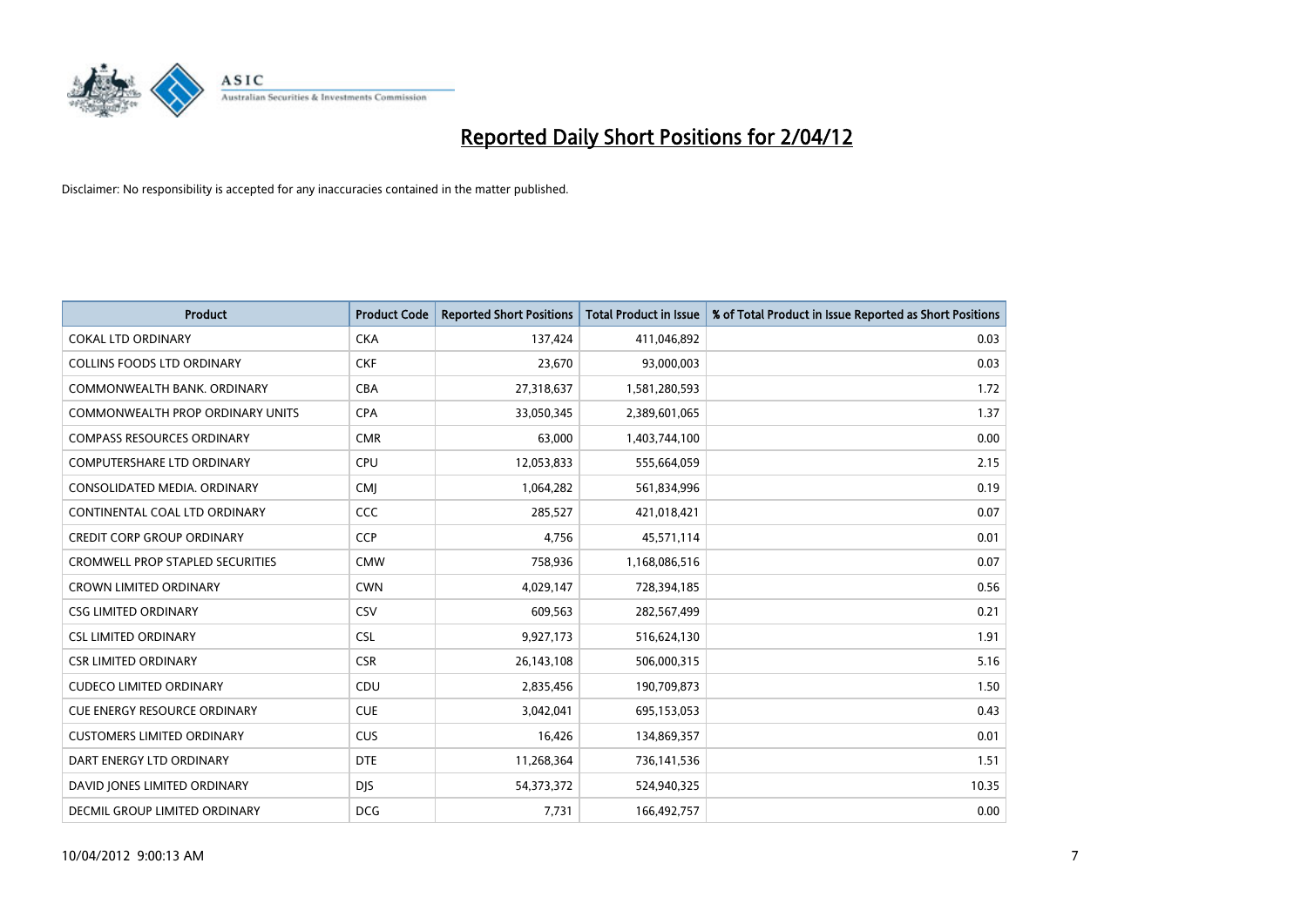# Reported Daily Short Positions for 2/04/12

Disclaimer: No responsibility is accepted for any inaccuracies contained in the matter published.

| Product | Product Code | Reported Short Positions | Total Product in Issue | % of Total Product in Issue Reported as Short Positions |
|---|---|---|---|---|
| COKAL LTD ORDINARY | CKA | 137,424 | 411,046,892 | 0.03 |
| COLLINS FOODS LTD ORDINARY | CKF | 23,670 | 93,000,003 | 0.03 |
| COMMONWEALTH BANK. ORDINARY | CBA | 27,318,637 | 1,581,280,593 | 1.72 |
| COMMONWEALTH PROP ORDINARY UNITS | CPA | 33,050,345 | 2,389,601,065 | 1.37 |
| COMPASS RESOURCES ORDINARY | CMR | 63,000 | 1,403,744,100 | 0.00 |
| COMPUTERSHARE LTD ORDINARY | CPU | 12,053,833 | 555,664,059 | 2.15 |
| CONSOLIDATED MEDIA. ORDINARY | CMJ | 1,064,282 | 561,834,996 | 0.19 |
| CONTINENTAL COAL LTD ORDINARY | CCC | 285,527 | 421,018,421 | 0.07 |
| CREDIT CORP GROUP ORDINARY | CCP | 4,756 | 45,571,114 | 0.01 |
| CROMWELL PROP STAPLED SECURITIES | CMW | 758,936 | 1,168,086,516 | 0.07 |
| CROWN LIMITED ORDINARY | CWN | 4,029,147 | 728,394,185 | 0.56 |
| CSG LIMITED ORDINARY | CSV | 609,563 | 282,567,499 | 0.21 |
| CSL LIMITED ORDINARY | CSL | 9,927,173 | 516,624,130 | 1.91 |
| CSR LIMITED ORDINARY | CSR | 26,143,108 | 506,000,315 | 5.16 |
| CUDECO LIMITED ORDINARY | CDU | 2,835,456 | 190,709,873 | 1.50 |
| CUE ENERGY RESOURCE ORDINARY | CUE | 3,042,041 | 695,153,053 | 0.43 |
| CUSTOMERS LIMITED ORDINARY | CUS | 16,426 | 134,869,357 | 0.01 |
| DART ENERGY LTD ORDINARY | DTE | 11,268,364 | 736,141,536 | 1.51 |
| DAVID JONES LIMITED ORDINARY | DJS | 54,373,372 | 524,940,325 | 10.35 |
| DECMIL GROUP LIMITED ORDINARY | DCG | 7,731 | 166,492,757 | 0.00 |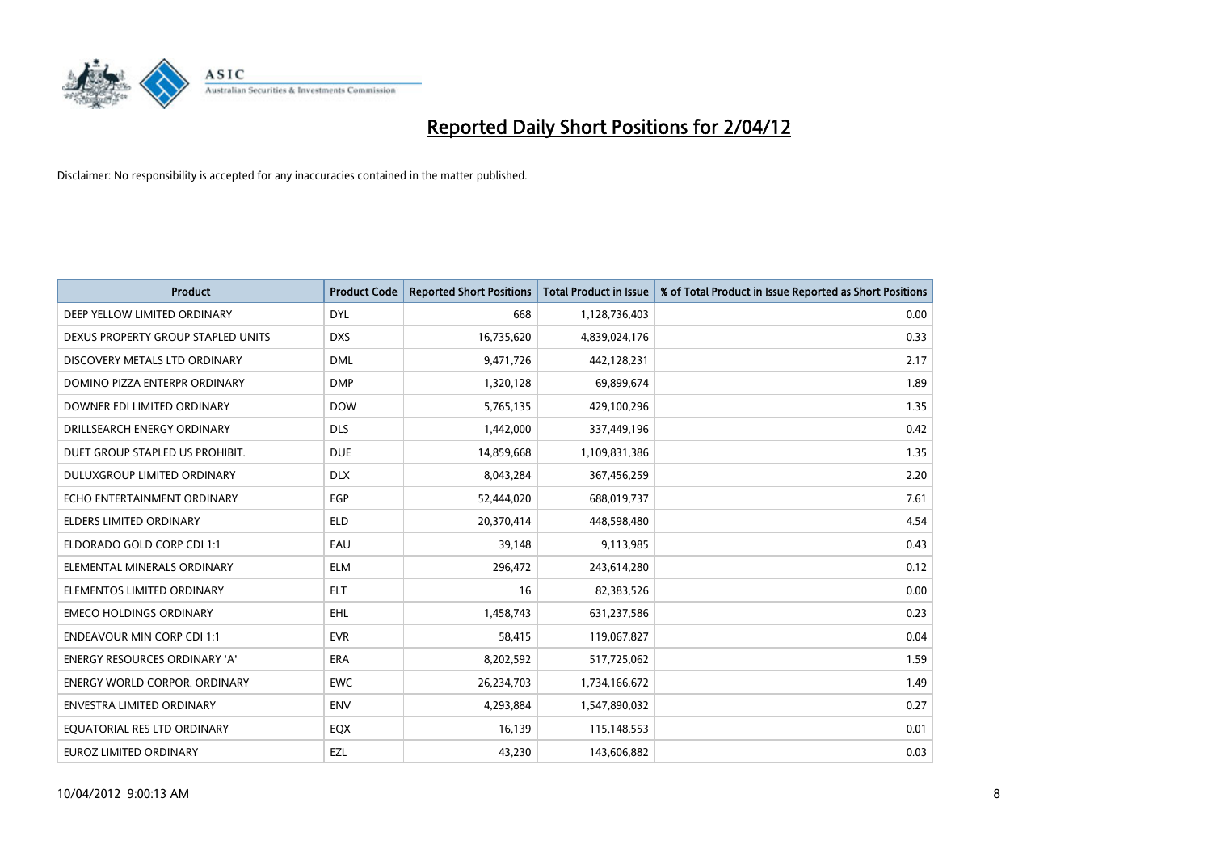# Reported Daily Short Positions for 2/04/12

Disclaimer: No responsibility is accepted for any inaccuracies contained in the matter published.

| Product | Product Code | Reported Short Positions | Total Product in Issue | % of Total Product in Issue Reported as Short Positions |
|---|---|---|---|---|
| DEEP YELLOW LIMITED ORDINARY | DYL | 668 | 1,128,736,403 | 0.00 |
| DEXUS PROPERTY GROUP STAPLED UNITS | DXS | 16,735,620 | 4,839,024,176 | 0.33 |
| DISCOVERY METALS LTD ORDINARY | DML | 9,471,726 | 442,128,231 | 2.17 |
| DOMINO PIZZA ENTERPR ORDINARY | DMP | 1,320,128 | 69,899,674 | 1.89 |
| DOWNER EDI LIMITED ORDINARY | DOW | 5,765,135 | 429,100,296 | 1.35 |
| DRILLSEARCH ENERGY ORDINARY | DLS | 1,442,000 | 337,449,196 | 0.42 |
| DUET GROUP STAPLED US PROHIBIT. | DUE | 14,859,668 | 1,109,831,386 | 1.35 |
| DULUXGROUP LIMITED ORDINARY | DLX | 8,043,284 | 367,456,259 | 2.20 |
| ECHO ENTERTAINMENT ORDINARY | EGP | 52,444,020 | 688,019,737 | 7.61 |
| ELDERS LIMITED ORDINARY | ELD | 20,370,414 | 448,598,480 | 4.54 |
| ELDORADO GOLD CORP CDI 1:1 | EAU | 39,148 | 9,113,985 | 0.43 |
| ELEMENTAL MINERALS ORDINARY | ELM | 296,472 | 243,614,280 | 0.12 |
| ELEMENTOS LIMITED ORDINARY | ELT | 16 | 82,383,526 | 0.00 |
| EMECO HOLDINGS ORDINARY | EHL | 1,458,743 | 631,237,586 | 0.23 |
| ENDEAVOUR MIN CORP CDI 1:1 | EVR | 58,415 | 119,067,827 | 0.04 |
| ENERGY RESOURCES ORDINARY 'A' | ERA | 8,202,592 | 517,725,062 | 1.59 |
| ENERGY WORLD CORPOR. ORDINARY | EWC | 26,234,703 | 1,734,166,672 | 1.49 |
| ENVESTRA LIMITED ORDINARY | ENV | 4,293,884 | 1,547,890,032 | 0.27 |
| EQUATORIAL RES LTD ORDINARY | EQX | 16,139 | 115,148,553 | 0.01 |
| EUROZ LIMITED ORDINARY | EZL | 43,230 | 143,606,882 | 0.03 |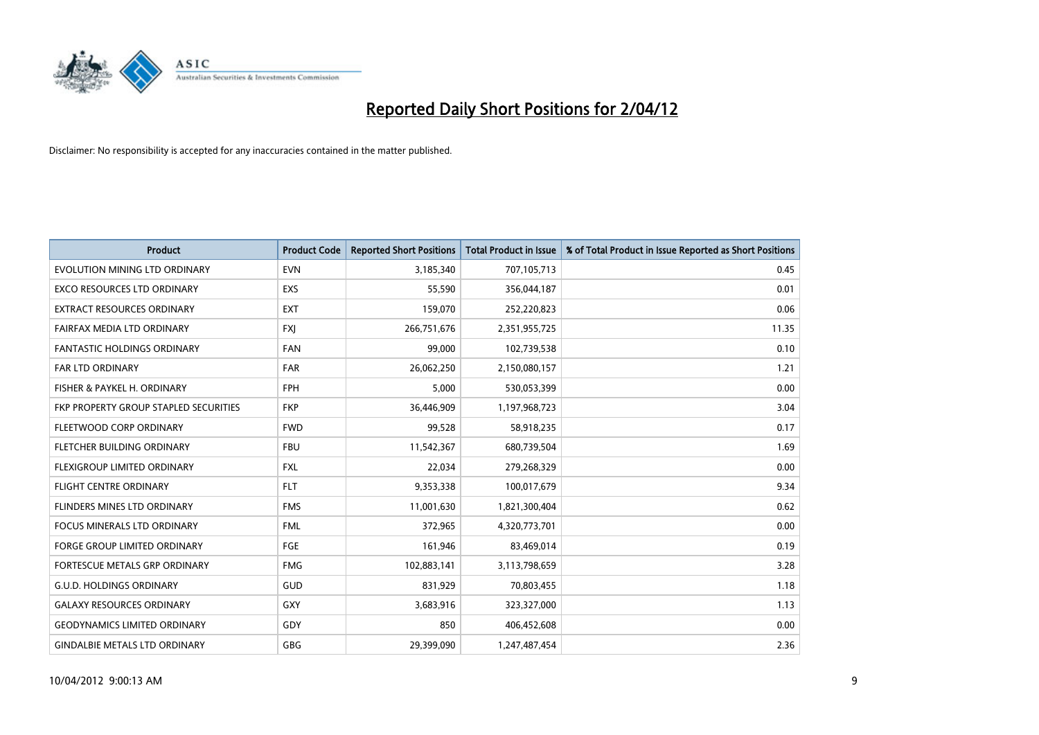# Reported Daily Short Positions for 2/04/12

Disclaimer: No responsibility is accepted for any inaccuracies contained in the matter published.

| Product | Product Code | Reported Short Positions | Total Product in Issue | % of Total Product in Issue Reported as Short Positions |
|---|---|---|---|---|
| EVOLUTION MINING LTD ORDINARY | EVN | 3,185,340 | 707,105,713 | 0.45 |
| EXCO RESOURCES LTD ORDINARY | EXS | 55,590 | 356,044,187 | 0.01 |
| EXTRACT RESOURCES ORDINARY | EXT | 159,070 | 252,220,823 | 0.06 |
| FAIRFAX MEDIA LTD ORDINARY | FXJ | 266,751,676 | 2,351,955,725 | 11.35 |
| FANTASTIC HOLDINGS ORDINARY | FAN | 99,000 | 102,739,538 | 0.10 |
| FAR LTD ORDINARY | FAR | 26,062,250 | 2,150,080,157 | 1.21 |
| FISHER & PAYKEL H. ORDINARY | FPH | 5,000 | 530,053,399 | 0.00 |
| FKP PROPERTY GROUP STAPLED SECURITIES | FKP | 36,446,909 | 1,197,968,723 | 3.04 |
| FLEETWOOD CORP ORDINARY | FWD | 99,528 | 58,918,235 | 0.17 |
| FLETCHER BUILDING ORDINARY | FBU | 11,542,367 | 680,739,504 | 1.69 |
| FLEXIGROUP LIMITED ORDINARY | FXL | 22,034 | 279,268,329 | 0.00 |
| FLIGHT CENTRE ORDINARY | FLT | 9,353,338 | 100,017,679 | 9.34 |
| FLINDERS MINES LTD ORDINARY | FMS | 11,001,630 | 1,821,300,404 | 0.62 |
| FOCUS MINERALS LTD ORDINARY | FML | 372,965 | 4,320,773,701 | 0.00 |
| FORGE GROUP LIMITED ORDINARY | FGE | 161,946 | 83,469,014 | 0.19 |
| FORTESCUE METALS GRP ORDINARY | FMG | 102,883,141 | 3,113,798,659 | 3.28 |
| G.U.D. HOLDINGS ORDINARY | GUD | 831,929 | 70,803,455 | 1.18 |
| GALAXY RESOURCES ORDINARY | GXY | 3,683,916 | 323,327,000 | 1.13 |
| GEODYNAMICS LIMITED ORDINARY | GDY | 850 | 406,452,608 | 0.00 |
| GINDALBIE METALS LTD ORDINARY | GBG | 29,399,090 | 1,247,487,454 | 2.36 |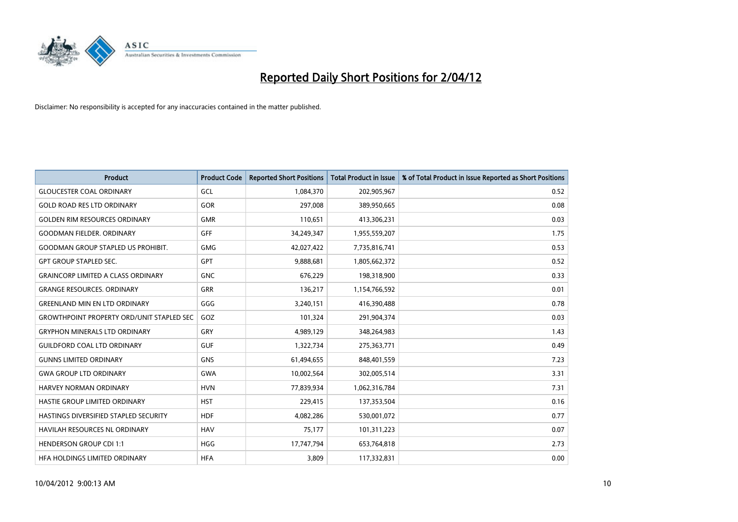# Reported Daily Short Positions for 2/04/12

Disclaimer: No responsibility is accepted for any inaccuracies contained in the matter published.

| Product | Product Code | Reported Short Positions | Total Product in Issue | % of Total Product in Issue Reported as Short Positions |
| --- | --- | --- | --- | --- |
| GLOUCESTER COAL ORDINARY | GCL | 1,084,370 | 202,905,967 | 0.52 |
| GOLD ROAD RES LTD ORDINARY | GOR | 297,008 | 389,950,665 | 0.08 |
| GOLDEN RIM RESOURCES ORDINARY | GMR | 110,651 | 413,306,231 | 0.03 |
| GOODMAN FIELDER. ORDINARY | GFF | 34,249,347 | 1,955,559,207 | 1.75 |
| GOODMAN GROUP STAPLED US PROHIBIT. | GMG | 42,027,422 | 7,735,816,741 | 0.53 |
| GPT GROUP STAPLED SEC. | GPT | 9,888,681 | 1,805,662,372 | 0.52 |
| GRAINCORP LIMITED A CLASS ORDINARY | GNC | 676,229 | 198,318,900 | 0.33 |
| GRANGE RESOURCES. ORDINARY | GRR | 136,217 | 1,154,766,592 | 0.01 |
| GREENLAND MIN EN LTD ORDINARY | GGG | 3,240,151 | 416,390,488 | 0.78 |
| GROWTHPOINT PROPERTY ORD/UNIT STAPLED SEC | GOZ | 101,324 | 291,904,374 | 0.03 |
| GRYPHON MINERALS LTD ORDINARY | GRY | 4,989,129 | 348,264,983 | 1.43 |
| GUILDFORD COAL LTD ORDINARY | GUF | 1,322,734 | 275,363,771 | 0.49 |
| GUNNS LIMITED ORDINARY | GNS | 61,494,655 | 848,401,559 | 7.23 |
| GWA GROUP LTD ORDINARY | GWA | 10,002,564 | 302,005,514 | 3.31 |
| HARVEY NORMAN ORDINARY | HVN | 77,839,934 | 1,062,316,784 | 7.31 |
| HASTIE GROUP LIMITED ORDINARY | HST | 229,415 | 137,353,504 | 0.16 |
| HASTINGS DIVERSIFIED STAPLED SECURITY | HDF | 4,082,286 | 530,001,072 | 0.77 |
| HAVILAH RESOURCES NL ORDINARY | HAV | 75,177 | 101,311,223 | 0.07 |
| HENDERSON GROUP CDI 1:1 | HGG | 17,747,794 | 653,764,818 | 2.73 |
| HFA HOLDINGS LIMITED ORDINARY | HFA | 3,809 | 117,332,831 | 0.00 |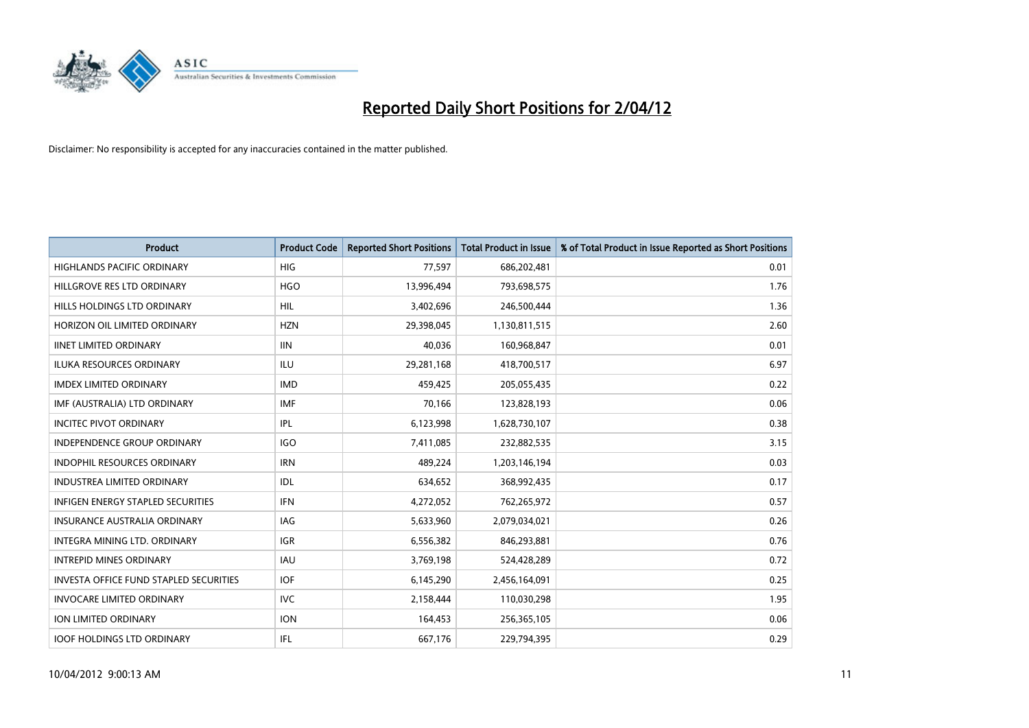# Reported Daily Short Positions for 2/04/12

Disclaimer: No responsibility is accepted for any inaccuracies contained in the matter published.

| Product | Product Code | Reported Short Positions | Total Product in Issue | % of Total Product in Issue Reported as Short Positions |
|---|---|---|---|---|
| HIGHLANDS PACIFIC ORDINARY | HIG | 77,597 | 686,202,481 | 0.01 |
| HILLGROVE RES LTD ORDINARY | HGO | 13,996,494 | 793,698,575 | 1.76 |
| HILLS HOLDINGS LTD ORDINARY | HIL | 3,402,696 | 246,500,444 | 1.36 |
| HORIZON OIL LIMITED ORDINARY | HZN | 29,398,045 | 1,130,811,515 | 2.60 |
| IINET LIMITED ORDINARY | IIN | 40,036 | 160,968,847 | 0.01 |
| ILUKA RESOURCES ORDINARY | ILU | 29,281,168 | 418,700,517 | 6.97 |
| IMDEX LIMITED ORDINARY | IMD | 459,425 | 205,055,435 | 0.22 |
| IMF (AUSTRALIA) LTD ORDINARY | IMF | 70,166 | 123,828,193 | 0.06 |
| INCITEC PIVOT ORDINARY | IPL | 6,123,998 | 1,628,730,107 | 0.38 |
| INDEPENDENCE GROUP ORDINARY | IGO | 7,411,085 | 232,882,535 | 3.15 |
| INDOPHIL RESOURCES ORDINARY | IRN | 489,224 | 1,203,146,194 | 0.03 |
| INDUSTREA LIMITED ORDINARY | IDL | 634,652 | 368,992,435 | 0.17 |
| INFIGEN ENERGY STAPLED SECURITIES | IFN | 4,272,052 | 762,265,972 | 0.57 |
| INSURANCE AUSTRALIA ORDINARY | IAG | 5,633,960 | 2,079,034,021 | 0.26 |
| INTEGRA MINING LTD. ORDINARY | IGR | 6,556,382 | 846,293,881 | 0.76 |
| INTREPID MINES ORDINARY | IAU | 3,769,198 | 524,428,289 | 0.72 |
| INVESTA OFFICE FUND STAPLED SECURITIES | IOF | 6,145,290 | 2,456,164,091 | 0.25 |
| INVOCARE LIMITED ORDINARY | IVC | 2,158,444 | 110,030,298 | 1.95 |
| ION LIMITED ORDINARY | ION | 164,453 | 256,365,105 | 0.06 |
| IOOF HOLDINGS LTD ORDINARY | IFL | 667,176 | 229,794,395 | 0.29 |

10/04/2012 9:00:13 AM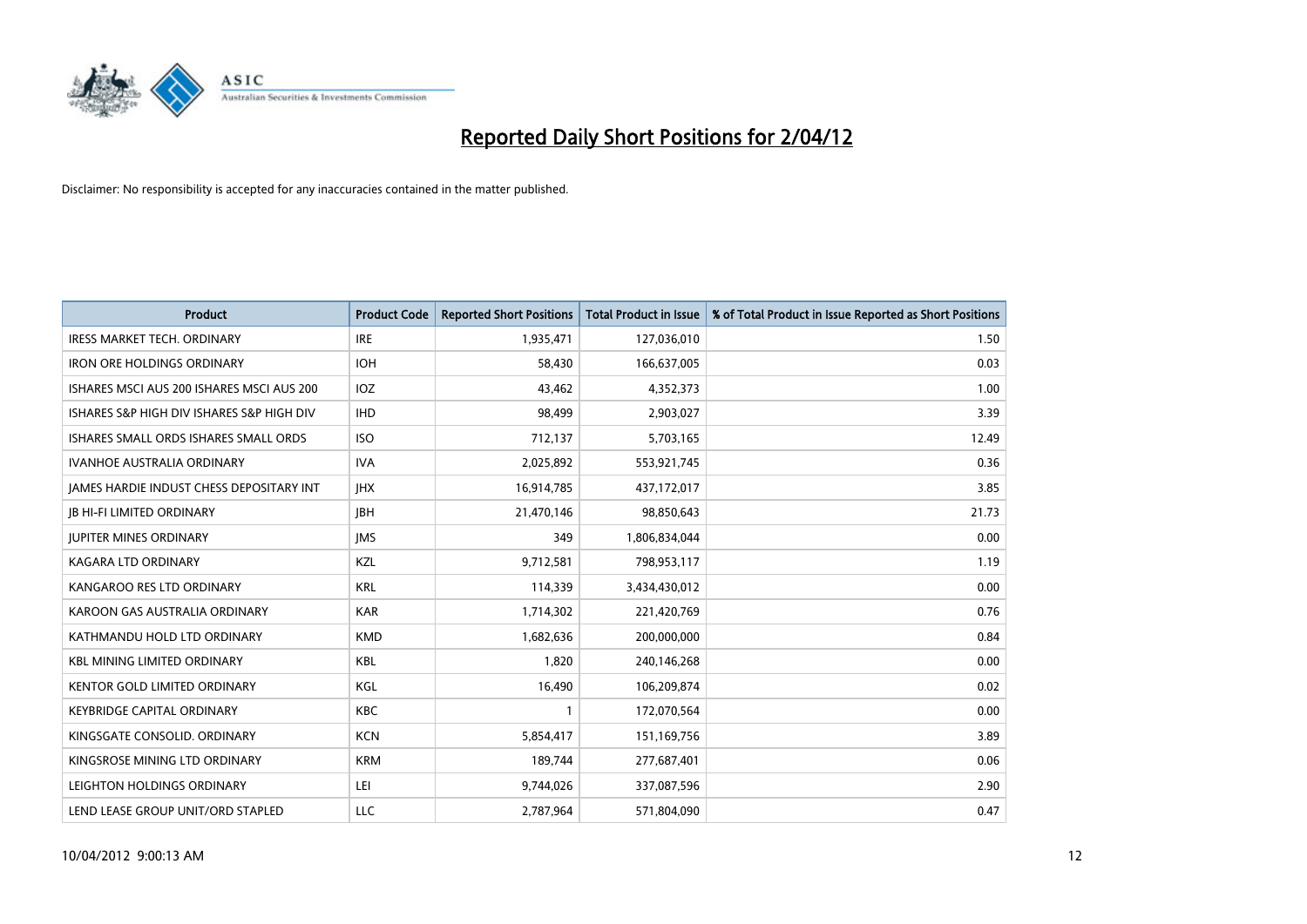# Reported Daily Short Positions for 2/04/12

Disclaimer: No responsibility is accepted for any inaccuracies contained in the matter published.

| Product | Product Code | Reported Short Positions | Total Product in Issue | % of Total Product in Issue Reported as Short Positions |
|---|---|---|---|---|
| IRESS MARKET TECH. ORDINARY | IRE | 1,935,471 | 127,036,010 | 1.50 |
| IRON ORE HOLDINGS ORDINARY | IOH | 58,430 | 166,637,005 | 0.03 |
| ISHARES MSCI AUS 200 ISHARES MSCI AUS 200 | IOZ | 43,462 | 4,352,373 | 1.00 |
| ISHARES S&P HIGH DIV ISHARES S&P HIGH DIV | IHD | 98,499 | 2,903,027 | 3.39 |
| ISHARES SMALL ORDS ISHARES SMALL ORDS | ISO | 712,137 | 5,703,165 | 12.49 |
| IVANHOE AUSTRALIA ORDINARY | IVA | 2,025,892 | 553,921,745 | 0.36 |
| JAMES HARDIE INDUST CHESS DEPOSITARY INT | JHX | 16,914,785 | 437,172,017 | 3.85 |
| JB HI-FI LIMITED ORDINARY | JBH | 21,470,146 | 98,850,643 | 21.73 |
| JUPITER MINES ORDINARY | JMS | 349 | 1,806,834,044 | 0.00 |
| KAGARA LTD ORDINARY | KZL | 9,712,581 | 798,953,117 | 1.19 |
| KANGAROO RES LTD ORDINARY | KRL | 114,339 | 3,434,430,012 | 0.00 |
| KAROON GAS AUSTRALIA ORDINARY | KAR | 1,714,302 | 221,420,769 | 0.76 |
| KATHMANDU HOLD LTD ORDINARY | KMD | 1,682,636 | 200,000,000 | 0.84 |
| KBL MINING LIMITED ORDINARY | KBL | 1,820 | 240,146,268 | 0.00 |
| KENTOR GOLD LIMITED ORDINARY | KGL | 16,490 | 106,209,874 | 0.02 |
| KEYBRIDGE CAPITAL ORDINARY | KBC | 1 | 172,070,564 | 0.00 |
| KINGSGATE CONSOLID. ORDINARY | KCN | 5,854,417 | 151,169,756 | 3.89 |
| KINGSROSE MINING LTD ORDINARY | KRM | 189,744 | 277,687,401 | 0.06 |
| LEIGHTON HOLDINGS ORDINARY | LEI | 9,744,026 | 337,087,596 | 2.90 |
| LEND LEASE GROUP UNIT/ORD STAPLED | LLC | 2,787,964 | 571,804,090 | 0.47 |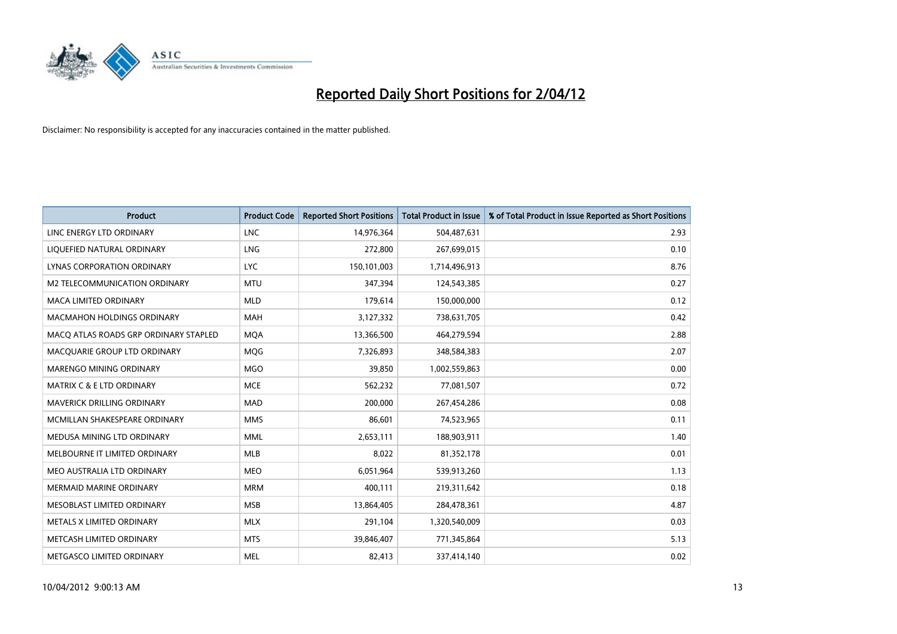# Reported Daily Short Positions for 2/04/12

Disclaimer: No responsibility is accepted for any inaccuracies contained in the matter published.

| Product | Product Code | Reported Short Positions | Total Product in Issue | % of Total Product in Issue Reported as Short Positions |
|---|---|---|---|---|
| LINC ENERGY LTD ORDINARY | LNC | 14,976,364 | 504,487,631 | 2.93 |
| LIQUEFIED NATURAL ORDINARY | LNG | 272,800 | 267,699,015 | 0.10 |
| LYNAS CORPORATION ORDINARY | LYC | 150,101,003 | 1,714,496,913 | 8.76 |
| M2 TELECOMMUNICATION ORDINARY | MTU | 347,394 | 124,543,385 | 0.27 |
| MACA LIMITED ORDINARY | MLD | 179,614 | 150,000,000 | 0.12 |
| MACMAHON HOLDINGS ORDINARY | MAH | 3,127,332 | 738,631,705 | 0.42 |
| MACQ ATLAS ROADS GRP ORDINARY STAPLED | MQA | 13,366,500 | 464,279,594 | 2.88 |
| MACQUARIE GROUP LTD ORDINARY | MQG | 7,326,893 | 348,584,383 | 2.07 |
| MARENGO MINING ORDINARY | MGO | 39,850 | 1,002,559,863 | 0.00 |
| MATRIX C & E LTD ORDINARY | MCE | 562,232 | 77,081,507 | 0.72 |
| MAVERICK DRILLING ORDINARY | MAD | 200,000 | 267,454,286 | 0.08 |
| MCMILLAN SHAKESPEARE ORDINARY | MMS | 86,601 | 74,523,965 | 0.11 |
| MEDUSA MINING LTD ORDINARY | MML | 2,653,111 | 188,903,911 | 1.40 |
| MELBOURNE IT LIMITED ORDINARY | MLB | 8,022 | 81,352,178 | 0.01 |
| MEO AUSTRALIA LTD ORDINARY | MEO | 6,051,964 | 539,913,260 | 1.13 |
| MERMAID MARINE ORDINARY | MRM | 400,111 | 219,311,642 | 0.18 |
| MESOBLAST LIMITED ORDINARY | MSB | 13,864,405 | 284,478,361 | 4.87 |
| METALS X LIMITED ORDINARY | MLX | 291,104 | 1,320,540,009 | 0.03 |
| METCASH LIMITED ORDINARY | MTS | 39,846,407 | 771,345,864 | 5.13 |
| METGASCO LIMITED ORDINARY | MEL | 82,413 | 337,414,140 | 0.02 |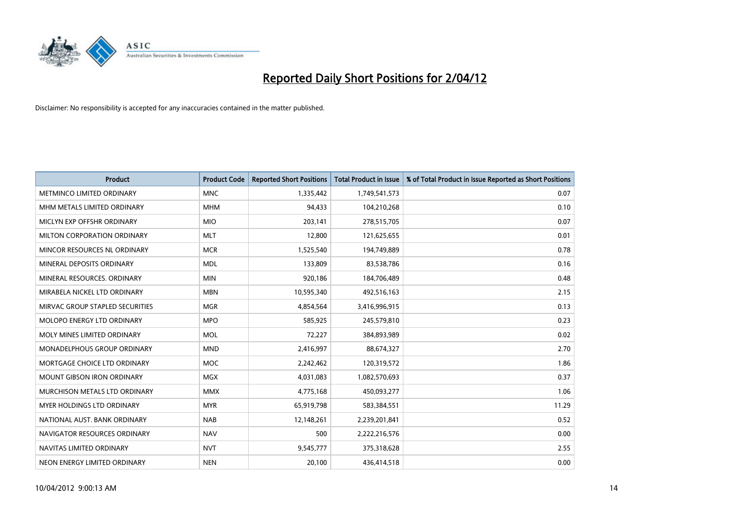# Reported Daily Short Positions for 2/04/12

Disclaimer: No responsibility is accepted for any inaccuracies contained in the matter published.

| Product | Product Code | Reported Short Positions | Total Product in Issue | % of Total Product in Issue Reported as Short Positions |
|---|---|---|---|---|
| METMINCO LIMITED ORDINARY | MNC | 1,335,442 | 1,749,541,573 | 0.07 |
| MHM METALS LIMITED ORDINARY | MHM | 94,433 | 104,210,268 | 0.10 |
| MICLYN EXP OFFSHR ORDINARY | MIO | 203,141 | 278,515,705 | 0.07 |
| MILTON CORPORATION ORDINARY | MLT | 12,800 | 121,625,655 | 0.01 |
| MINCOR RESOURCES NL ORDINARY | MCR | 1,525,540 | 194,749,889 | 0.78 |
| MINERAL DEPOSITS ORDINARY | MDL | 133,809 | 83,538,786 | 0.16 |
| MINERAL RESOURCES. ORDINARY | MIN | 920,186 | 184,706,489 | 0.48 |
| MIRABELA NICKEL LTD ORDINARY | MBN | 10,595,340 | 492,516,163 | 2.15 |
| MIRVAC GROUP STAPLED SECURITIES | MGR | 4,854,564 | 3,416,996,915 | 0.13 |
| MOLOPO ENERGY LTD ORDINARY | MPO | 585,925 | 245,579,810 | 0.23 |
| MOLY MINES LIMITED ORDINARY | MOL | 72,227 | 384,893,989 | 0.02 |
| MONADELPHOUS GROUP ORDINARY | MND | 2,416,997 | 88,674,327 | 2.70 |
| MORTGAGE CHOICE LTD ORDINARY | MOC | 2,242,462 | 120,319,572 | 1.86 |
| MOUNT GIBSON IRON ORDINARY | MGX | 4,031,083 | 1,082,570,693 | 0.37 |
| MURCHISON METALS LTD ORDINARY | MMX | 4,775,168 | 450,093,277 | 1.06 |
| MYER HOLDINGS LTD ORDINARY | MYR | 65,919,798 | 583,384,551 | 11.29 |
| NATIONAL AUST. BANK ORDINARY | NAB | 12,148,261 | 2,239,201,841 | 0.52 |
| NAVIGATOR RESOURCES ORDINARY | NAV | 500 | 2,222,216,576 | 0.00 |
| NAVITAS LIMITED ORDINARY | NVT | 9,545,777 | 375,318,628 | 2.55 |
| NEON ENERGY LIMITED ORDINARY | NEN | 20,100 | 436,414,518 | 0.00 |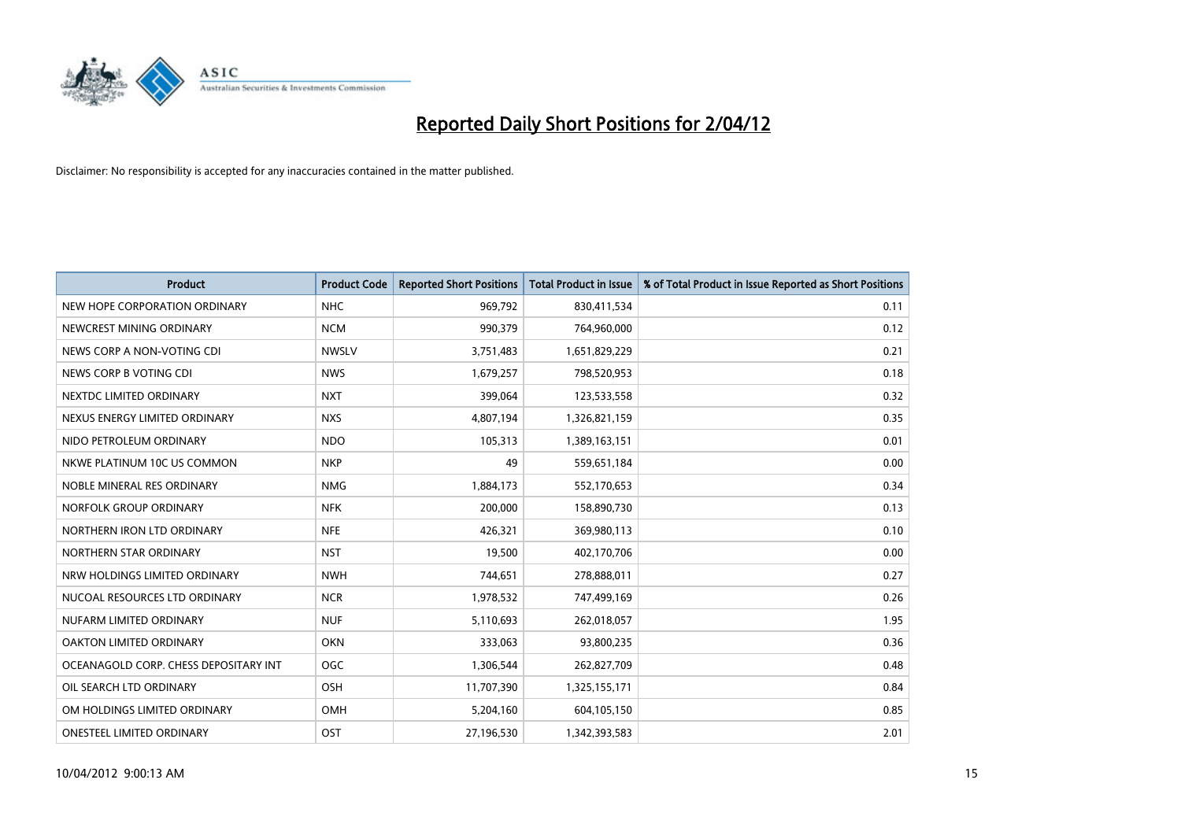# Reported Daily Short Positions for 2/04/12

Disclaimer: No responsibility is accepted for any inaccuracies contained in the matter published.

| Product | Product Code | Reported Short Positions | Total Product in Issue | % of Total Product in Issue Reported as Short Positions |
|---|---|---|---|---|
| NEW HOPE CORPORATION ORDINARY | NHC | 969,792 | 830,411,534 | 0.11 |
| NEWCREST MINING ORDINARY | NCM | 990,379 | 764,960,000 | 0.12 |
| NEWS CORP A NON-VOTING CDI | NWSLV | 3,751,483 | 1,651,829,229 | 0.21 |
| NEWS CORP B VOTING CDI | NWS | 1,679,257 | 798,520,953 | 0.18 |
| NEXTDC LIMITED ORDINARY | NXT | 399,064 | 123,533,558 | 0.32 |
| NEXUS ENERGY LIMITED ORDINARY | NXS | 4,807,194 | 1,326,821,159 | 0.35 |
| NIDO PETROLEUM ORDINARY | NDO | 105,313 | 1,389,163,151 | 0.01 |
| NKWE PLATINUM 10C US COMMON | NKP | 49 | 559,651,184 | 0.00 |
| NOBLE MINERAL RES ORDINARY | NMG | 1,884,173 | 552,170,653 | 0.34 |
| NORFOLK GROUP ORDINARY | NFK | 200,000 | 158,890,730 | 0.13 |
| NORTHERN IRON LTD ORDINARY | NFE | 426,321 | 369,980,113 | 0.10 |
| NORTHERN STAR ORDINARY | NST | 19,500 | 402,170,706 | 0.00 |
| NRW HOLDINGS LIMITED ORDINARY | NWH | 744,651 | 278,888,011 | 0.27 |
| NUCOAL RESOURCES LTD ORDINARY | NCR | 1,978,532 | 747,499,169 | 0.26 |
| NUFARM LIMITED ORDINARY | NUF | 5,110,693 | 262,018,057 | 1.95 |
| OAKTON LIMITED ORDINARY | OKN | 333,063 | 93,800,235 | 0.36 |
| OCEANAGOLD CORP. CHESS DEPOSITARY INT | OGC | 1,306,544 | 262,827,709 | 0.48 |
| OIL SEARCH LTD ORDINARY | OSH | 11,707,390 | 1,325,155,171 | 0.84 |
| OM HOLDINGS LIMITED ORDINARY | OMH | 5,204,160 | 604,105,150 | 0.85 |
| ONESTEEL LIMITED ORDINARY | OST | 27,196,530 | 1,342,393,583 | 2.01 |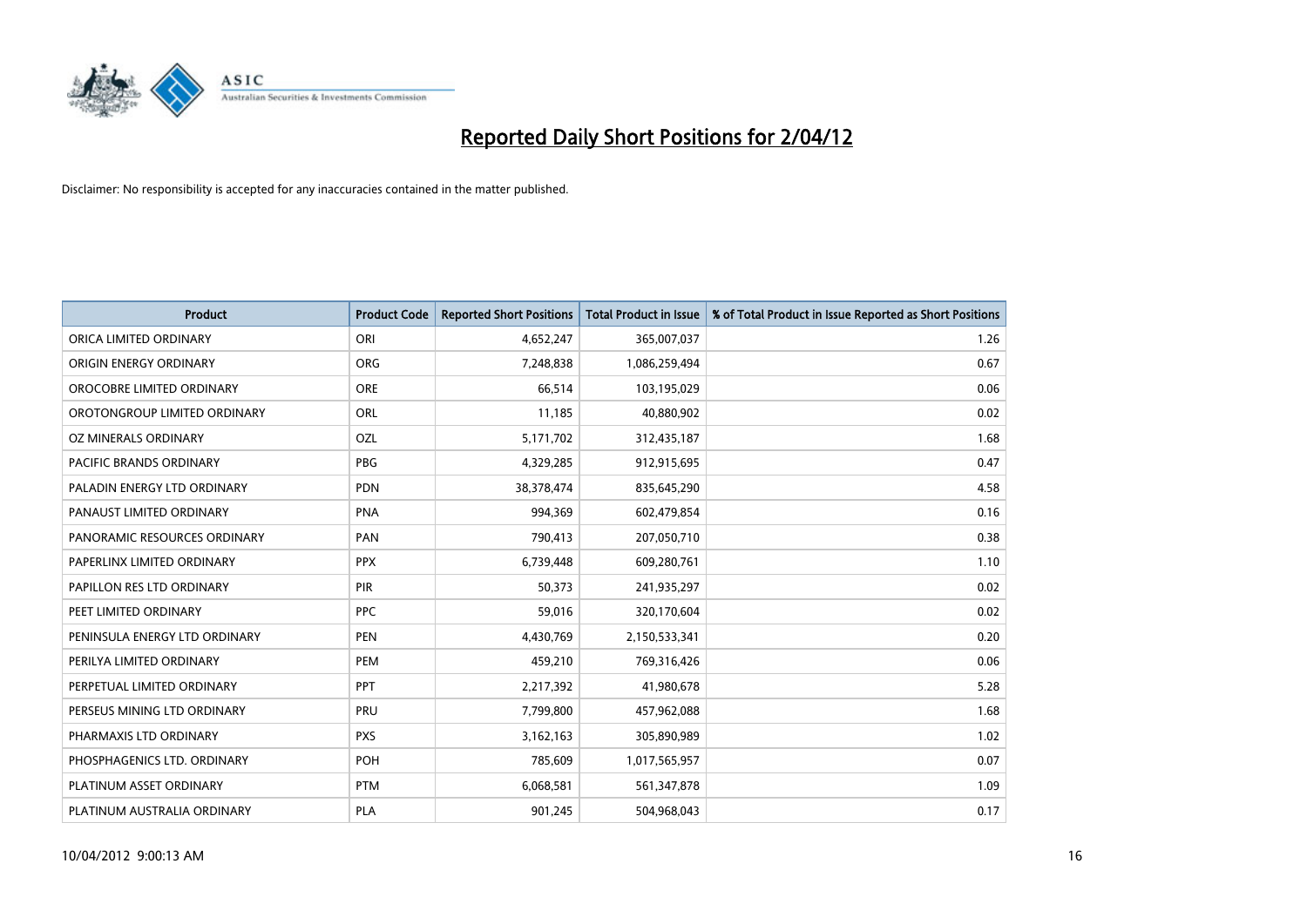# Reported Daily Short Positions for 2/04/12

Disclaimer: No responsibility is accepted for any inaccuracies contained in the matter published.

| Product | Product Code | Reported Short Positions | Total Product in Issue | % of Total Product in Issue Reported as Short Positions |
|---|---|---|---|---|
| ORICA LIMITED ORDINARY | ORI | 4,652,247 | 365,007,037 | 1.26 |
| ORIGIN ENERGY ORDINARY | ORG | 7,248,838 | 1,086,259,494 | 0.67 |
| OROCOBRE LIMITED ORDINARY | ORE | 66,514 | 103,195,029 | 0.06 |
| OROTONGROUP LIMITED ORDINARY | ORL | 11,185 | 40,880,902 | 0.02 |
| OZ MINERALS ORDINARY | OZL | 5,171,702 | 312,435,187 | 1.68 |
| PACIFIC BRANDS ORDINARY | PBG | 4,329,285 | 912,915,695 | 0.47 |
| PALADIN ENERGY LTD ORDINARY | PDN | 38,378,474 | 835,645,290 | 4.58 |
| PANAUST LIMITED ORDINARY | PNA | 994,369 | 602,479,854 | 0.16 |
| PANORAMIC RESOURCES ORDINARY | PAN | 790,413 | 207,050,710 | 0.38 |
| PAPERLINX LIMITED ORDINARY | PPX | 6,739,448 | 609,280,761 | 1.10 |
| PAPILLON RES LTD ORDINARY | PIR | 50,373 | 241,935,297 | 0.02 |
| PEET LIMITED ORDINARY | PPC | 59,016 | 320,170,604 | 0.02 |
| PENINSULA ENERGY LTD ORDINARY | PEN | 4,430,769 | 2,150,533,341 | 0.20 |
| PERILYA LIMITED ORDINARY | PEM | 459,210 | 769,316,426 | 0.06 |
| PERPETUAL LIMITED ORDINARY | PPT | 2,217,392 | 41,980,678 | 5.28 |
| PERSEUS MINING LTD ORDINARY | PRU | 7,799,800 | 457,962,088 | 1.68 |
| PHARMAXIS LTD ORDINARY | PXS | 3,162,163 | 305,890,989 | 1.02 |
| PHOSPHAGENICS LTD. ORDINARY | POH | 785,609 | 1,017,565,957 | 0.07 |
| PLATINUM ASSET ORDINARY | PTM | 6,068,581 | 561,347,878 | 1.09 |
| PLATINUM AUSTRALIA ORDINARY | PLA | 901,245 | 504,968,043 | 0.17 |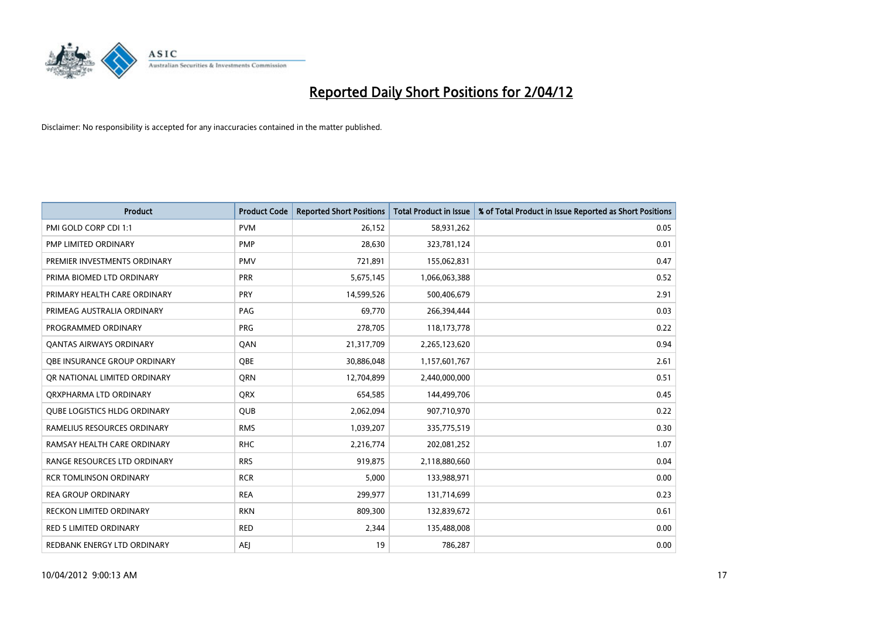# Reported Daily Short Positions for 2/04/12

Disclaimer: No responsibility is accepted for any inaccuracies contained in the matter published.

| Product | Product Code | Reported Short Positions | Total Product in Issue | % of Total Product in Issue Reported as Short Positions |
|---|---|---|---|---|
| PMI GOLD CORP CDI 1:1 | PVM | 26,152 | 58,931,262 | 0.05 |
| PMP LIMITED ORDINARY | PMP | 28,630 | 323,781,124 | 0.01 |
| PREMIER INVESTMENTS ORDINARY | PMV | 721,891 | 155,062,831 | 0.47 |
| PRIMA BIOMED LTD ORDINARY | PRR | 5,675,145 | 1,066,063,388 | 0.52 |
| PRIMARY HEALTH CARE ORDINARY | PRY | 14,599,526 | 500,406,679 | 2.91 |
| PRIMEAG AUSTRALIA ORDINARY | PAG | 69,770 | 266,394,444 | 0.03 |
| PROGRAMMED ORDINARY | PRG | 278,705 | 118,173,778 | 0.22 |
| QANTAS AIRWAYS ORDINARY | QAN | 21,317,709 | 2,265,123,620 | 0.94 |
| QBE INSURANCE GROUP ORDINARY | QBE | 30,886,048 | 1,157,601,767 | 2.61 |
| QR NATIONAL LIMITED ORDINARY | QRN | 12,704,899 | 2,440,000,000 | 0.51 |
| QRXPHARMA LTD ORDINARY | QRX | 654,585 | 144,499,706 | 0.45 |
| QUBE LOGISTICS HLDG ORDINARY | QUB | 2,062,094 | 907,710,970 | 0.22 |
| RAMELIUS RESOURCES ORDINARY | RMS | 1,039,207 | 335,775,519 | 0.30 |
| RAMSAY HEALTH CARE ORDINARY | RHC | 2,216,774 | 202,081,252 | 1.07 |
| RANGE RESOURCES LTD ORDINARY | RRS | 919,875 | 2,118,880,660 | 0.04 |
| RCR TOMLINSON ORDINARY | RCR | 5,000 | 133,988,971 | 0.00 |
| REA GROUP ORDINARY | REA | 299,977 | 131,714,699 | 0.23 |
| RECKON LIMITED ORDINARY | RKN | 809,300 | 132,839,672 | 0.61 |
| RED 5 LIMITED ORDINARY | RED | 2,344 | 135,488,008 | 0.00 |
| REDBANK ENERGY LTD ORDINARY | AEJ | 19 | 786,287 | 0.00 |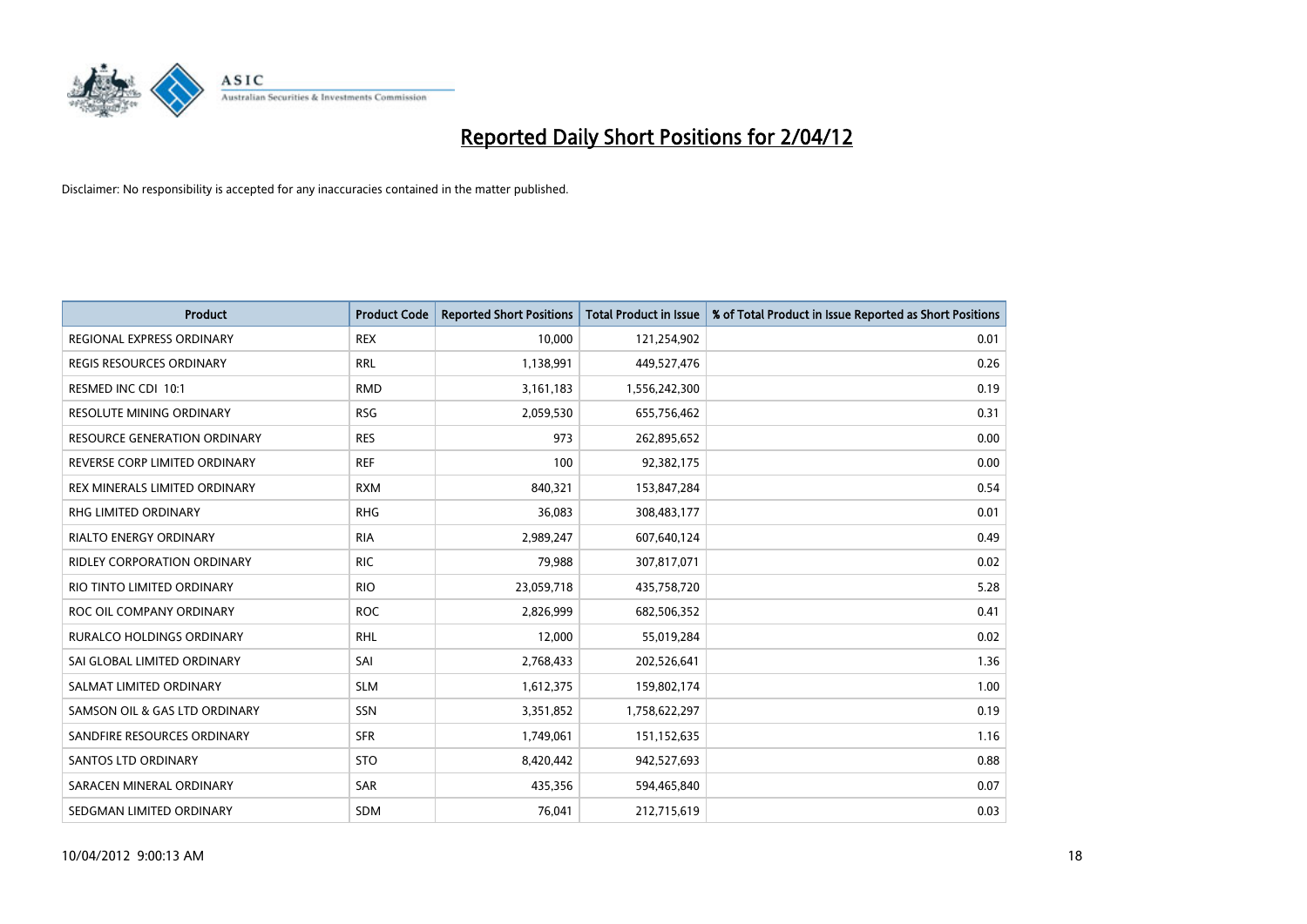# Reported Daily Short Positions for 2/04/12

Disclaimer: No responsibility is accepted for any inaccuracies contained in the matter published.

| Product | Product Code | Reported Short Positions | Total Product in Issue | % of Total Product in Issue Reported as Short Positions |
|---|---|---|---|---|
| REGIONAL EXPRESS ORDINARY | REX | 10,000 | 121,254,902 | 0.01 |
| REGIS RESOURCES ORDINARY | RRL | 1,138,991 | 449,527,476 | 0.26 |
| RESMED INC CDI 10:1 | RMD | 3,161,183 | 1,556,242,300 | 0.19 |
| RESOLUTE MINING ORDINARY | RSG | 2,059,530 | 655,756,462 | 0.31 |
| RESOURCE GENERATION ORDINARY | RES | 973 | 262,895,652 | 0.00 |
| REVERSE CORP LIMITED ORDINARY | REF | 100 | 92,382,175 | 0.00 |
| REX MINERALS LIMITED ORDINARY | RXM | 840,321 | 153,847,284 | 0.54 |
| RHG LIMITED ORDINARY | RHG | 36,083 | 308,483,177 | 0.01 |
| RIALTO ENERGY ORDINARY | RIA | 2,989,247 | 607,640,124 | 0.49 |
| RIDLEY CORPORATION ORDINARY | RIC | 79,988 | 307,817,071 | 0.02 |
| RIO TINTO LIMITED ORDINARY | RIO | 23,059,718 | 435,758,720 | 5.28 |
| ROC OIL COMPANY ORDINARY | ROC | 2,826,999 | 682,506,352 | 0.41 |
| RURALCO HOLDINGS ORDINARY | RHL | 12,000 | 55,019,284 | 0.02 |
| SAI GLOBAL LIMITED ORDINARY | SAI | 2,768,433 | 202,526,641 | 1.36 |
| SALMAT LIMITED ORDINARY | SLM | 1,612,375 | 159,802,174 | 1.00 |
| SAMSON OIL & GAS LTD ORDINARY | SSN | 3,351,852 | 1,758,622,297 | 0.19 |
| SANDFIRE RESOURCES ORDINARY | SFR | 1,749,061 | 151,152,635 | 1.16 |
| SANTOS LTD ORDINARY | STO | 8,420,442 | 942,527,693 | 0.88 |
| SARACEN MINERAL ORDINARY | SAR | 435,356 | 594,465,840 | 0.07 |
| SEDGMAN LIMITED ORDINARY | SDM | 76,041 | 212,715,619 | 0.03 |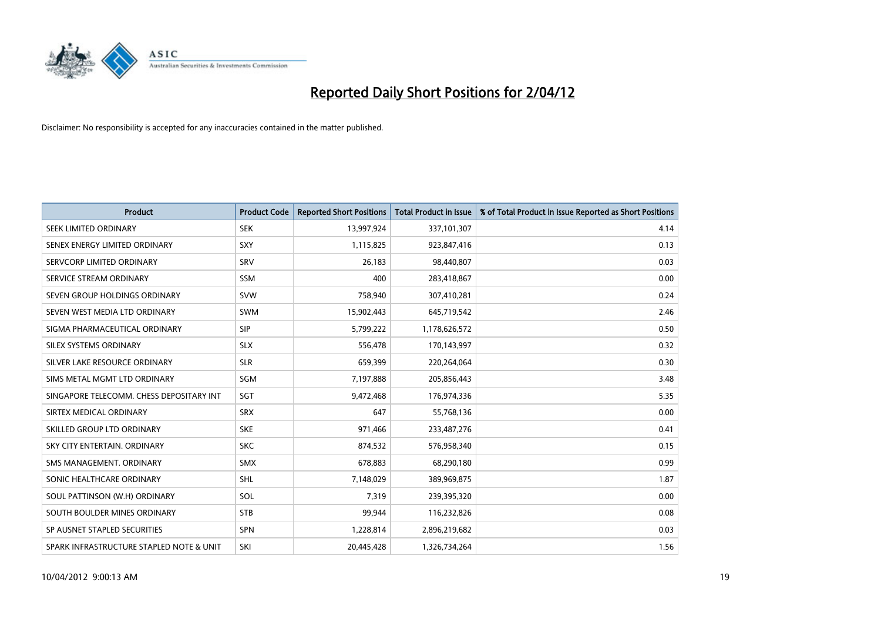# Reported Daily Short Positions for 2/04/12

Disclaimer: No responsibility is accepted for any inaccuracies contained in the matter published.

| Product | Product Code | Reported Short Positions | Total Product in Issue | % of Total Product in Issue Reported as Short Positions |
|---|---|---|---|---|
| SEEK LIMITED ORDINARY | SEK | 13,997,924 | 337,101,307 | 4.14 |
| SENEX ENERGY LIMITED ORDINARY | SXY | 1,115,825 | 923,847,416 | 0.13 |
| SERVCORP LIMITED ORDINARY | SRV | 26,183 | 98,440,807 | 0.03 |
| SERVICE STREAM ORDINARY | SSM | 400 | 283,418,867 | 0.00 |
| SEVEN GROUP HOLDINGS ORDINARY | SVW | 758,940 | 307,410,281 | 0.24 |
| SEVEN WEST MEDIA LTD ORDINARY | SWM | 15,902,443 | 645,719,542 | 2.46 |
| SIGMA PHARMACEUTICAL ORDINARY | SIP | 5,799,222 | 1,178,626,572 | 0.50 |
| SILEX SYSTEMS ORDINARY | SLX | 556,478 | 170,143,997 | 0.32 |
| SILVER LAKE RESOURCE ORDINARY | SLR | 659,399 | 220,264,064 | 0.30 |
| SIMS METAL MGMT LTD ORDINARY | SGM | 7,197,888 | 205,856,443 | 3.48 |
| SINGAPORE TELECOMM. CHESS DEPOSITARY INT | SGT | 9,472,468 | 176,974,336 | 5.35 |
| SIRTEX MEDICAL ORDINARY | SRX | 647 | 55,768,136 | 0.00 |
| SKILLED GROUP LTD ORDINARY | SKE | 971,466 | 233,487,276 | 0.41 |
| SKY CITY ENTERTAIN. ORDINARY | SKC | 874,532 | 576,958,340 | 0.15 |
| SMS MANAGEMENT. ORDINARY | SMX | 678,883 | 68,290,180 | 0.99 |
| SONIC HEALTHCARE ORDINARY | SHL | 7,148,029 | 389,969,875 | 1.87 |
| SOUL PATTINSON (W.H) ORDINARY | SOL | 7,319 | 239,395,320 | 0.00 |
| SOUTH BOULDER MINES ORDINARY | STB | 99,944 | 116,232,826 | 0.08 |
| SP AUSNET STAPLED SECURITIES | SPN | 1,228,814 | 2,896,219,682 | 0.03 |
| SPARK INFRASTRUCTURE STAPLED NOTE & UNIT | SKI | 20,445,428 | 1,326,734,264 | 1.56 |

10/04/2012 9:00:13 AM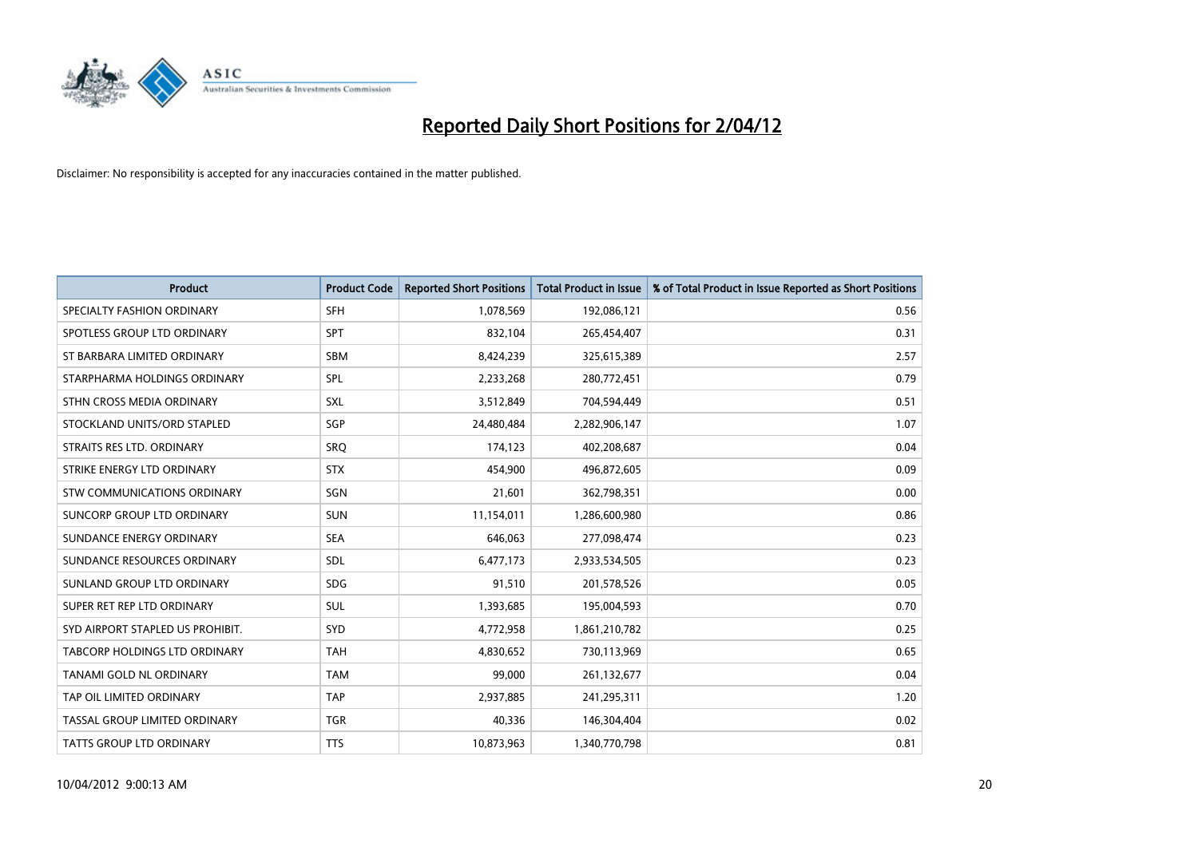# Reported Daily Short Positions for 2/04/12

Disclaimer: No responsibility is accepted for any inaccuracies contained in the matter published.

| Product | Product Code | Reported Short Positions | Total Product in Issue | % of Total Product in Issue Reported as Short Positions |
|---|---|---|---|---|
| SPECIALTY FASHION ORDINARY | SFH | 1,078,569 | 192,086,121 | 0.56 |
| SPOTLESS GROUP LTD ORDINARY | SPT | 832,104 | 265,454,407 | 0.31 |
| ST BARBARA LIMITED ORDINARY | SBM | 8,424,239 | 325,615,389 | 2.57 |
| STARPHARMA HOLDINGS ORDINARY | SPL | 2,233,268 | 280,772,451 | 0.79 |
| STHN CROSS MEDIA ORDINARY | SXL | 3,512,849 | 704,594,449 | 0.51 |
| STOCKLAND UNITS/ORD STAPLED | SGP | 24,480,484 | 2,282,906,147 | 1.07 |
| STRAITS RES LTD. ORDINARY | SRQ | 174,123 | 402,208,687 | 0.04 |
| STRIKE ENERGY LTD ORDINARY | STX | 454,900 | 496,872,605 | 0.09 |
| STW COMMUNICATIONS ORDINARY | SGN | 21,601 | 362,798,351 | 0.00 |
| SUNCORP GROUP LTD ORDINARY | SUN | 11,154,011 | 1,286,600,980 | 0.86 |
| SUNDANCE ENERGY ORDINARY | SEA | 646,063 | 277,098,474 | 0.23 |
| SUNDANCE RESOURCES ORDINARY | SDL | 6,477,173 | 2,933,534,505 | 0.23 |
| SUNLAND GROUP LTD ORDINARY | SDG | 91,510 | 201,578,526 | 0.05 |
| SUPER RET REP LTD ORDINARY | SUL | 1,393,685 | 195,004,593 | 0.70 |
| SYD AIRPORT STAPLED US PROHIBIT. | SYD | 4,772,958 | 1,861,210,782 | 0.25 |
| TABCORP HOLDINGS LTD ORDINARY | TAH | 4,830,652 | 730,113,969 | 0.65 |
| TANAMI GOLD NL ORDINARY | TAM | 99,000 | 261,132,677 | 0.04 |
| TAP OIL LIMITED ORDINARY | TAP | 2,937,885 | 241,295,311 | 1.20 |
| TASSAL GROUP LIMITED ORDINARY | TGR | 40,336 | 146,304,404 | 0.02 |
| TATTS GROUP LTD ORDINARY | TTS | 10,873,963 | 1,340,770,798 | 0.81 |

10/04/2012 9:00:13 AM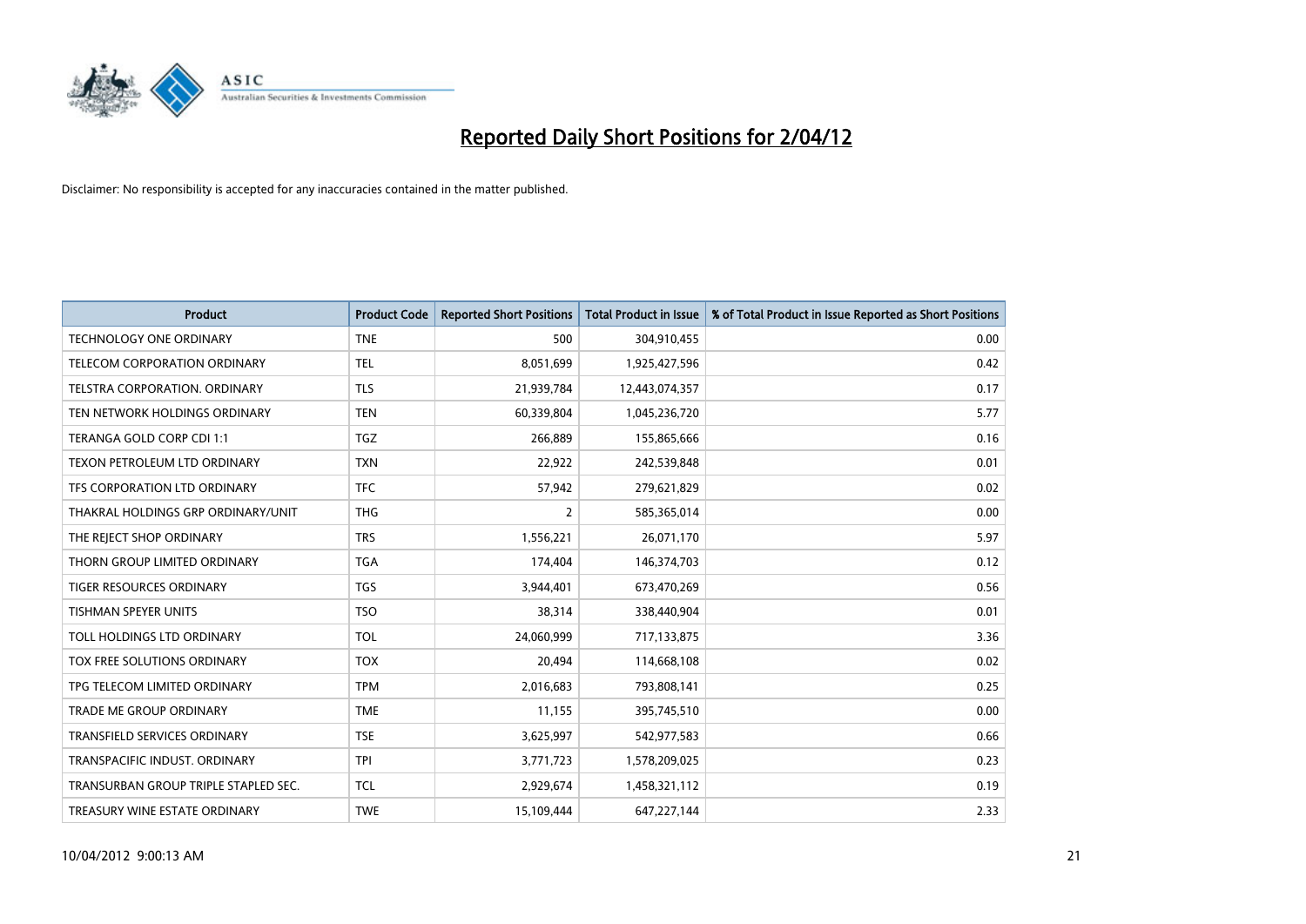# Reported Daily Short Positions for 2/04/12

Disclaimer: No responsibility is accepted for any inaccuracies contained in the matter published.

| Product | Product Code | Reported Short Positions | Total Product in Issue | % of Total Product in Issue Reported as Short Positions |
|---|---|---|---|---|
| TECHNOLOGY ONE ORDINARY | TNE | 500 | 304,910,455 | 0.00 |
| TELECOM CORPORATION ORDINARY | TEL | 8,051,699 | 1,925,427,596 | 0.42 |
| TELSTRA CORPORATION. ORDINARY | TLS | 21,939,784 | 12,443,074,357 | 0.17 |
| TEN NETWORK HOLDINGS ORDINARY | TEN | 60,339,804 | 1,045,236,720 | 5.77 |
| TERANGA GOLD CORP CDI 1:1 | TGZ | 266,889 | 155,865,666 | 0.16 |
| TEXON PETROLEUM LTD ORDINARY | TXN | 22,922 | 242,539,848 | 0.01 |
| TFS CORPORATION LTD ORDINARY | TFC | 57,942 | 279,621,829 | 0.02 |
| THAKRAL HOLDINGS GRP ORDINARY/UNIT | THG | 2 | 585,365,014 | 0.00 |
| THE REJECT SHOP ORDINARY | TRS | 1,556,221 | 26,071,170 | 5.97 |
| THORN GROUP LIMITED ORDINARY | TGA | 174,404 | 146,374,703 | 0.12 |
| TIGER RESOURCES ORDINARY | TGS | 3,944,401 | 673,470,269 | 0.56 |
| TISHMAN SPEYER UNITS | TSO | 38,314 | 338,440,904 | 0.01 |
| TOLL HOLDINGS LTD ORDINARY | TOL | 24,060,999 | 717,133,875 | 3.36 |
| TOX FREE SOLUTIONS ORDINARY | TOX | 20,494 | 114,668,108 | 0.02 |
| TPG TELECOM LIMITED ORDINARY | TPM | 2,016,683 | 793,808,141 | 0.25 |
| TRADE ME GROUP ORDINARY | TME | 11,155 | 395,745,510 | 0.00 |
| TRANSFIELD SERVICES ORDINARY | TSE | 3,625,997 | 542,977,583 | 0.66 |
| TRANSPACIFIC INDUST. ORDINARY | TPI | 3,771,723 | 1,578,209,025 | 0.23 |
| TRANSURBAN GROUP TRIPLE STAPLED SEC. | TCL | 2,929,674 | 1,458,321,112 | 0.19 |
| TREASURY WINE ESTATE ORDINARY | TWE | 15,109,444 | 647,227,144 | 2.33 |

10/04/2012 9:00:13 AM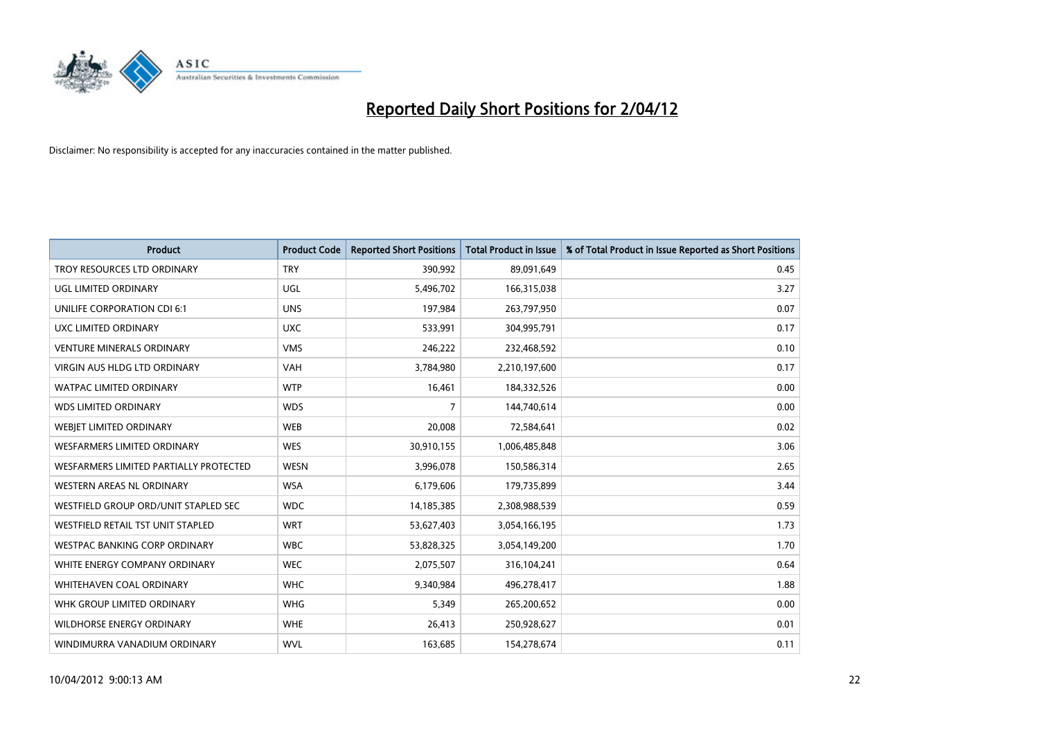# Reported Daily Short Positions for 2/04/12

Disclaimer: No responsibility is accepted for any inaccuracies contained in the matter published.

| Product | Product Code | Reported Short Positions | Total Product in Issue | % of Total Product in Issue Reported as Short Positions |
|---|---|---|---|---|
| TROY RESOURCES LTD ORDINARY | TRY | 390,992 | 89,091,649 | 0.45 |
| UGL LIMITED ORDINARY | UGL | 5,496,702 | 166,315,038 | 3.27 |
| UNILIFE CORPORATION CDI 6:1 | UNS | 197,984 | 263,797,950 | 0.07 |
| UXC LIMITED ORDINARY | UXC | 533,991 | 304,995,791 | 0.17 |
| VENTURE MINERALS ORDINARY | VMS | 246,222 | 232,468,592 | 0.10 |
| VIRGIN AUS HLDG LTD ORDINARY | VAH | 3,784,980 | 2,210,197,600 | 0.17 |
| WATPAC LIMITED ORDINARY | WTP | 16,461 | 184,332,526 | 0.00 |
| WDS LIMITED ORDINARY | WDS | 7 | 144,740,614 | 0.00 |
| WEBJET LIMITED ORDINARY | WEB | 20,008 | 72,584,641 | 0.02 |
| WESFARMERS LIMITED ORDINARY | WES | 30,910,155 | 1,006,485,848 | 3.06 |
| WESFARMERS LIMITED PARTIALLY PROTECTED | WESN | 3,996,078 | 150,586,314 | 2.65 |
| WESTERN AREAS NL ORDINARY | WSA | 6,179,606 | 179,735,899 | 3.44 |
| WESTFIELD GROUP ORD/UNIT STAPLED SEC | WDC | 14,185,385 | 2,308,988,539 | 0.59 |
| WESTFIELD RETAIL TST UNIT STAPLED | WRT | 53,627,403 | 3,054,166,195 | 1.73 |
| WESTPAC BANKING CORP ORDINARY | WBC | 53,828,325 | 3,054,149,200 | 1.70 |
| WHITE ENERGY COMPANY ORDINARY | WEC | 2,075,507 | 316,104,241 | 0.64 |
| WHITEHAVEN COAL ORDINARY | WHC | 9,340,984 | 496,278,417 | 1.88 |
| WHK GROUP LIMITED ORDINARY | WHG | 5,349 | 265,200,652 | 0.00 |
| WILDHORSE ENERGY ORDINARY | WHE | 26,413 | 250,928,627 | 0.01 |
| WINDIMURRA VANADIUM ORDINARY | WVL | 163,685 | 154,278,674 | 0.11 |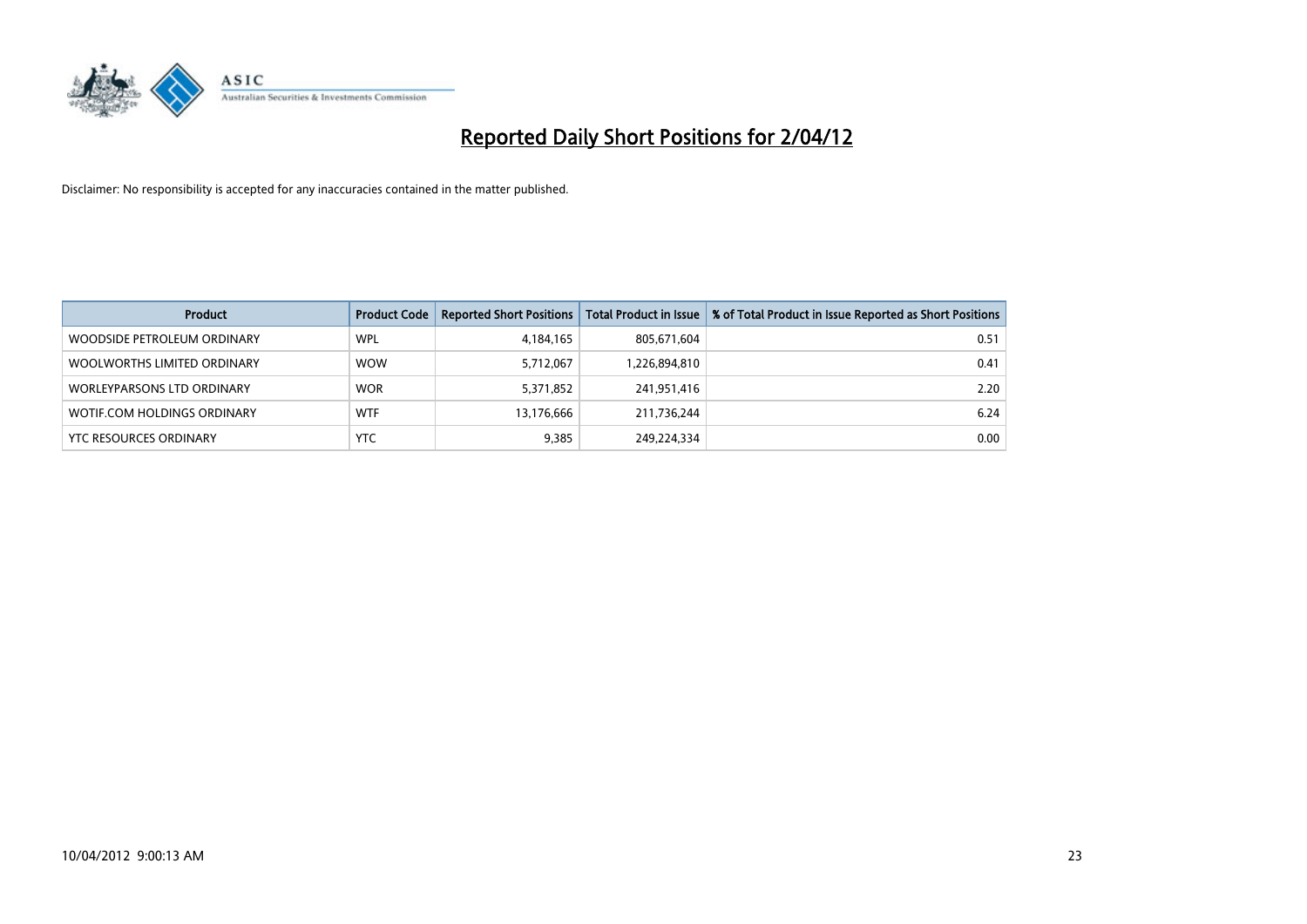# Reported Daily Short Positions for 2/04/12

Disclaimer: No responsibility is accepted for any inaccuracies contained in the matter published.

| Product | Product Code | Reported Short Positions | Total Product in Issue | % of Total Product in Issue Reported as Short Positions |
|---|---|---|---|---|
| WOODSIDE PETROLEUM ORDINARY | WPL | 4,184,165 | 805,671,604 | 0.51 |
| WOOLWORTHS LIMITED ORDINARY | WOW | 5,712,067 | 1,226,894,810 | 0.41 |
| WORLEYPARSONS LTD ORDINARY | WOR | 5,371,852 | 241,951,416 | 2.20 |
| WOTIF.COM HOLDINGS ORDINARY | WTF | 13,176,666 | 211,736,244 | 6.24 |
| YTC RESOURCES ORDINARY | YTC | 9,385 | 249,224,334 | 0.00 |

10/04/2012 9:00:13 AM